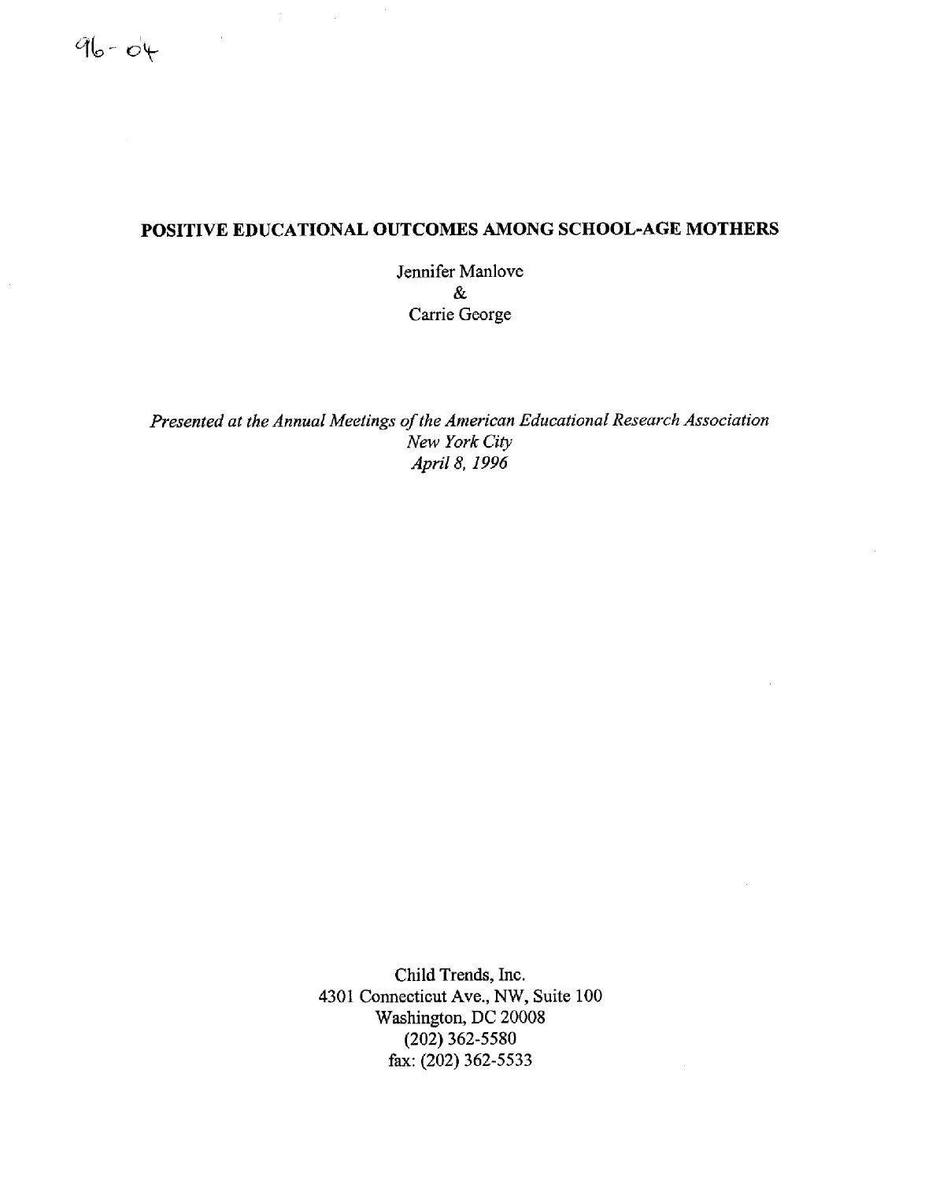96-04

# POSITIVE EDUCATIONAL OUTCOMES AMONG SCHOOL-AGE MOTHERS

Jennifer Manlove
&
Carrie George

*Presented at the Annual Meetings of the American Educational Research Association*
*New York City*
*April 8, 1996*

Child Trends, Inc.
4301 Connecticut Ave., NW, Suite 100
Washington, DC 20008
(202) 362-5580
fax: (202) 362-5533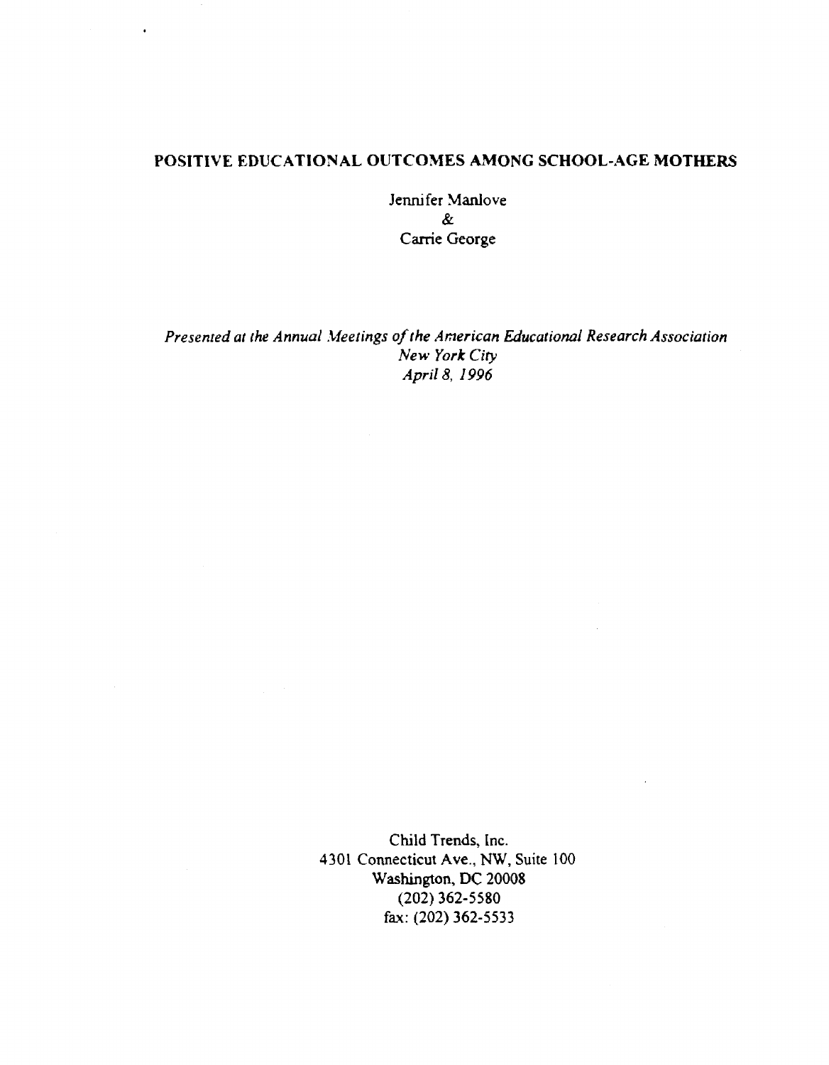# POSITIVE EDUCATIONAL OUTCOMES AMONG SCHOOL-AGE MOTHERS

Jennifer Manlove
&
Carrie George

*Presented at the Annual Meetings of the American Educational Research Association*
*New York City*
*April 8, 1996*

Child Trends, Inc.
4301 Connecticut Ave., NW, Suite 100
Washington, DC 20008
(202) 362-5580
fax: (202) 362-5533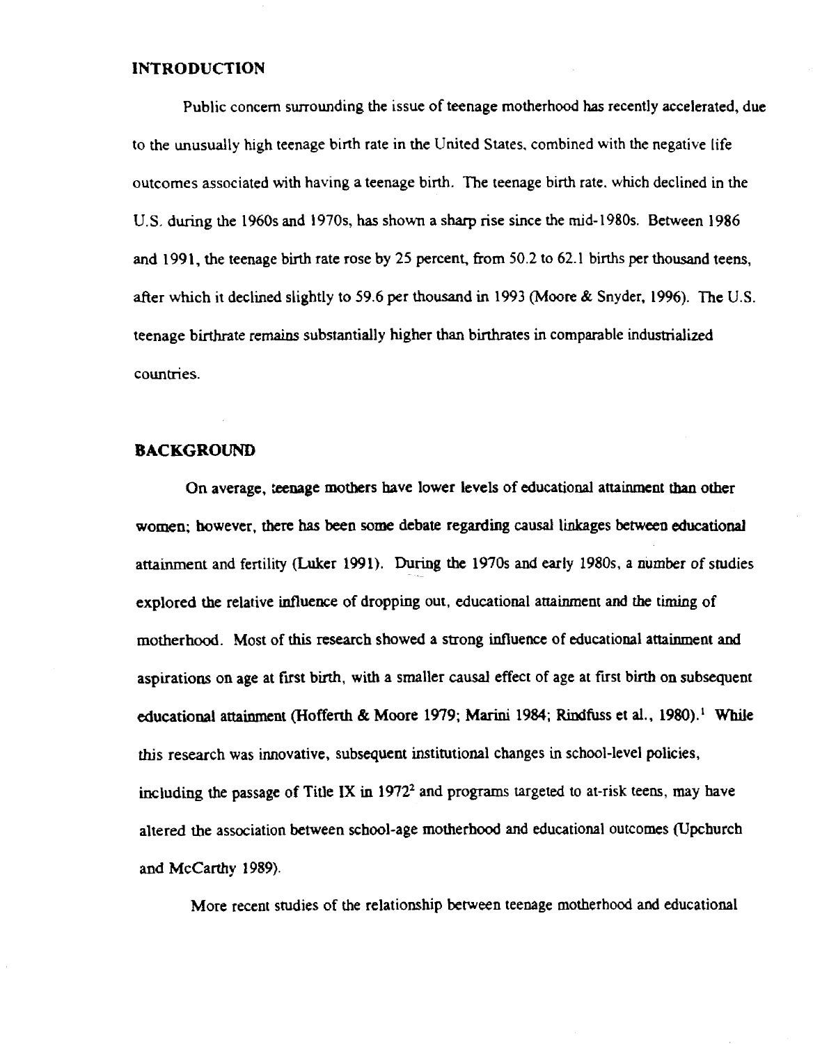## INTRODUCTION

Public concern surrounding the issue of teenage motherhood has recently accelerated, due to the unusually high teenage birth rate in the United States, combined with the negative life outcomes associated with having a teenage birth. The teenage birth rate, which declined in the U.S. during the 1960s and 1970s, has shown a sharp rise since the mid-1980s. Between 1986 and 1991, the teenage birth rate rose by 25 percent, from 50.2 to 62.1 births per thousand teens, after which it declined slightly to 59.6 per thousand in 1993 (Moore & Snyder, 1996). The U.S. teenage birthrate remains substantially higher than birthrates in comparable industrialized countries.

## BACKGROUND

On average, teenage mothers have lower levels of educational attainment than other women; however, there has been some debate regarding causal linkages between educational attainment and fertility (Luker 1991). During the 1970s and early 1980s, a number of studies explored the relative influence of dropping out, educational attainment and the timing of motherhood. Most of this research showed a strong influence of educational attainment and aspirations on age at first birth, with a smaller causal effect of age at first birth on subsequent educational attainment (Hofferth & Moore 1979; Marini 1984; Rindfuss et al., 1980).[1] While this research was innovative, subsequent institutional changes in school-level policies, including the passage of Title IX in 1972[2] and programs targeted to at-risk teens, may have altered the association between school-age motherhood and educational outcomes (Upchurch and McCarthy 1989).

More recent studies of the relationship between teenage motherhood and educational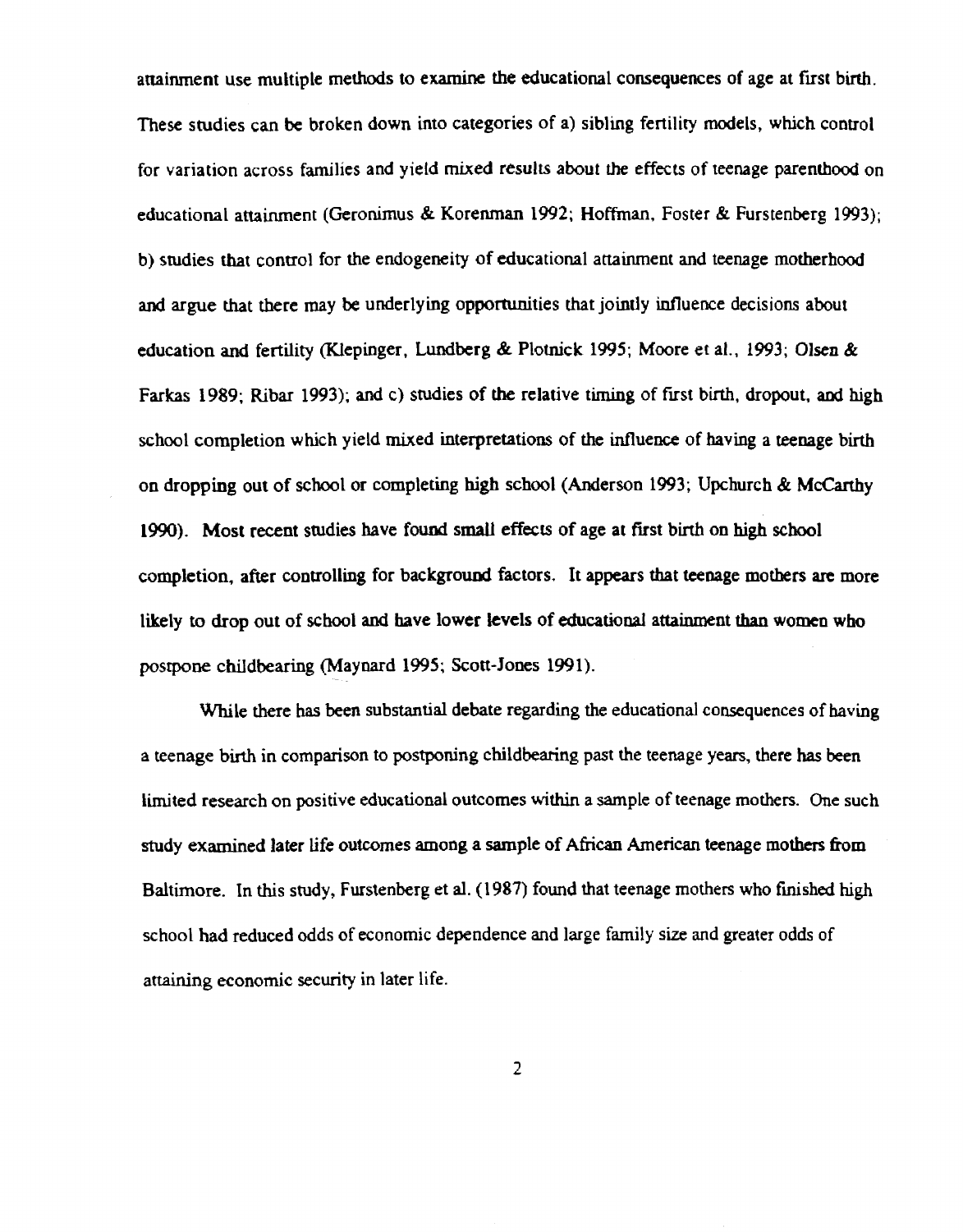attainment use multiple methods to examine the educational consequences of age at first birth. These studies can be broken down into categories of a) sibling fertility models, which control for variation across families and yield mixed results about the effects of teenage parenthood on educational attainment (Geronimus & Korenman 1992; Hoffman, Foster & Furstenberg 1993); b) studies that control for the endogeneity of educational attainment and teenage motherhood and argue that there may be underlying opportunities that jointly influence decisions about education and fertility (Klepinger, Lundberg & Plotnick 1995; Moore et al., 1993; Olsen & Farkas 1989; Ribar 1993); and c) studies of the relative timing of first birth, dropout, and high school completion which yield mixed interpretations of the influence of having a teenage birth on dropping out of school or completing high school (Anderson 1993; Upchurch & McCarthy 1990). Most recent studies have found small effects of age at first birth on high school completion, after controlling for background factors. It appears that teenage mothers are more likely to drop out of school and have lower levels of educational attainment than women who postpone childbearing (Maynard 1995; Scott-Jones 1991).

While there has been substantial debate regarding the educational consequences of having a teenage birth in comparison to postponing childbearing past the teenage years, there has been limited research on positive educational outcomes within a sample of teenage mothers. One such study examined later life outcomes among a sample of African American teenage mothers from Baltimore. In this study, Furstenberg et al. (1987) found that teenage mothers who finished high school had reduced odds of economic dependence and large family size and greater odds of attaining economic security in later life.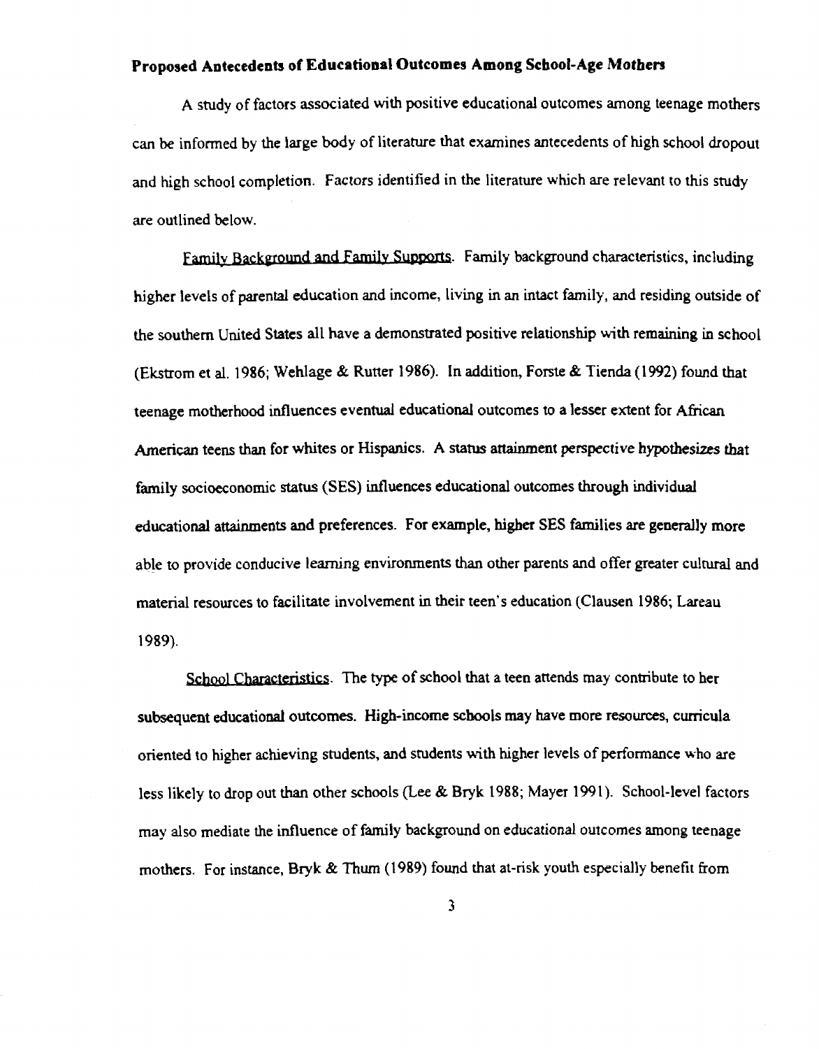## Proposed Antecedents of Educational Outcomes Among School-Age Mothers

A study of factors associated with positive educational outcomes among teenage mothers can be informed by the large body of literature that examines antecedents of high school dropout and high school completion. Factors identified in the literature which are relevant to this study are outlined below.

Family Background and Family Supports. Family background characteristics, including higher levels of parental education and income, living in an intact family, and residing outside of the southern United States all have a demonstrated positive relationship with remaining in school (Ekstrom et al. 1986; Wehlage & Rutter 1986). In addition, Forste & Tienda (1992) found that teenage motherhood influences eventual educational outcomes to a lesser extent for African American teens than for whites or Hispanics. A status attainment perspective hypothesizes that family socioeconomic status (SES) influences educational outcomes through individual educational attainments and preferences. For example, higher SES families are generally more able to provide conducive learning environments than other parents and offer greater cultural and material resources to facilitate involvement in their teen's education (Clausen 1986; Lareau 1989).

School Characteristics. The type of school that a teen attends may contribute to her subsequent educational outcomes. High-income schools may have more resources, curricula oriented to higher achieving students, and students with higher levels of performance who are less likely to drop out than other schools (Lee & Bryk 1988; Mayer 1991). School-level factors may also mediate the influence of family background on educational outcomes among teenage mothers. For instance, Bryk & Thum (1989) found that at-risk youth especially benefit from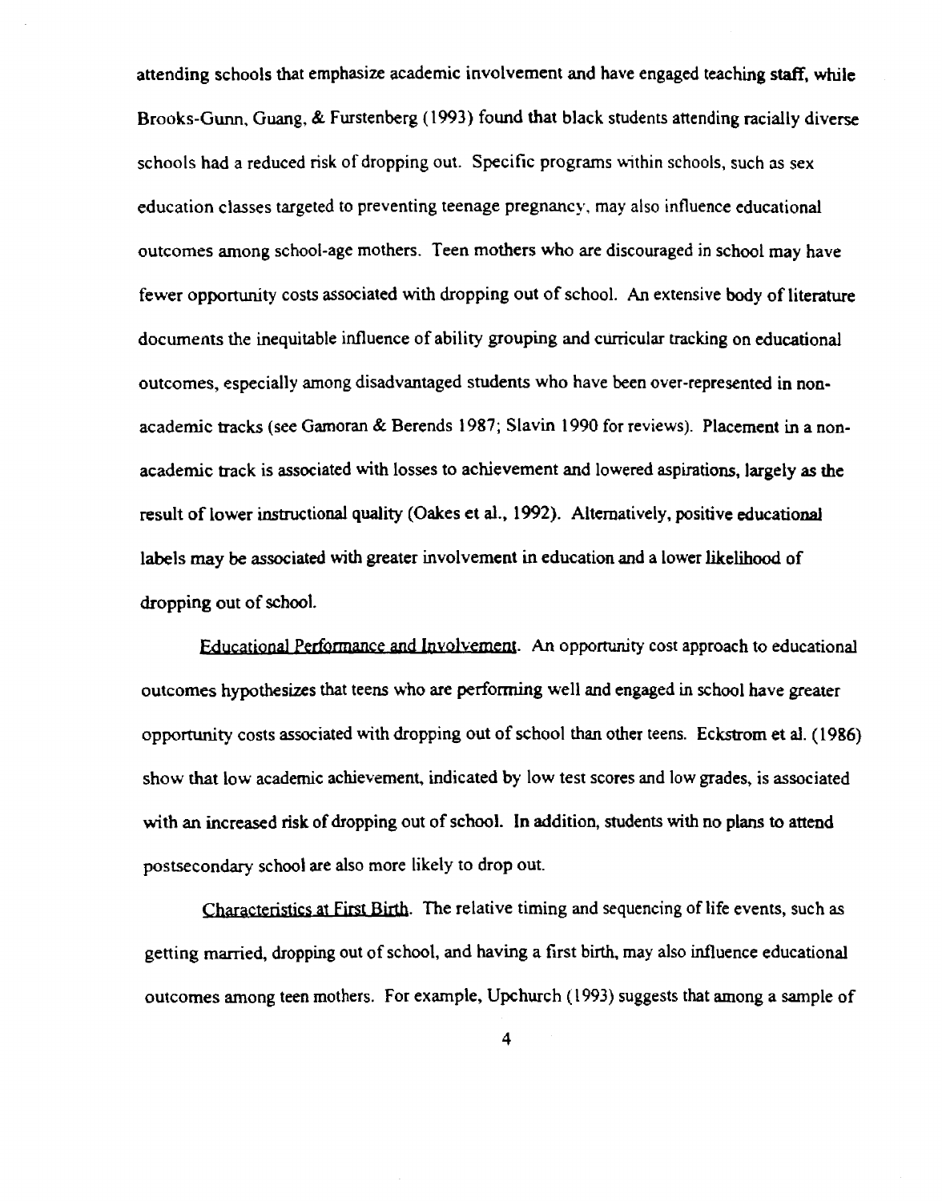attending schools that emphasize academic involvement and have engaged teaching staff, while Brooks-Gunn, Guang, & Furstenberg (1993) found that black students attending racially diverse schools had a reduced risk of dropping out. Specific programs within schools, such as sex education classes targeted to preventing teenage pregnancy, may also influence educational outcomes among school-age mothers. Teen mothers who are discouraged in school may have fewer opportunity costs associated with dropping out of school. An extensive body of literature documents the inequitable influence of ability grouping and curricular tracking on educational outcomes, especially among disadvantaged students who have been over-represented in non-academic tracks (see Gamoran & Berends 1987; Slavin 1990 for reviews). Placement in a non-academic track is associated with losses to achievement and lowered aspirations, largely as the result of lower instructional quality (Oakes et al., 1992). Alternatively, positive educational labels may be associated with greater involvement in education and a lower likelihood of dropping out of school.

Educational Performance and Involvement. An opportunity cost approach to educational outcomes hypothesizes that teens who are performing well and engaged in school have greater opportunity costs associated with dropping out of school than other teens. Eckstrom et al. (1986) show that low academic achievement, indicated by low test scores and low grades, is associated with an increased risk of dropping out of school. In addition, students with no plans to attend postsecondary school are also more likely to drop out.

Characteristics at First Birth. The relative timing and sequencing of life events, such as getting married, dropping out of school, and having a first birth, may also influence educational outcomes among teen mothers. For example, Upchurch (1993) suggests that among a sample of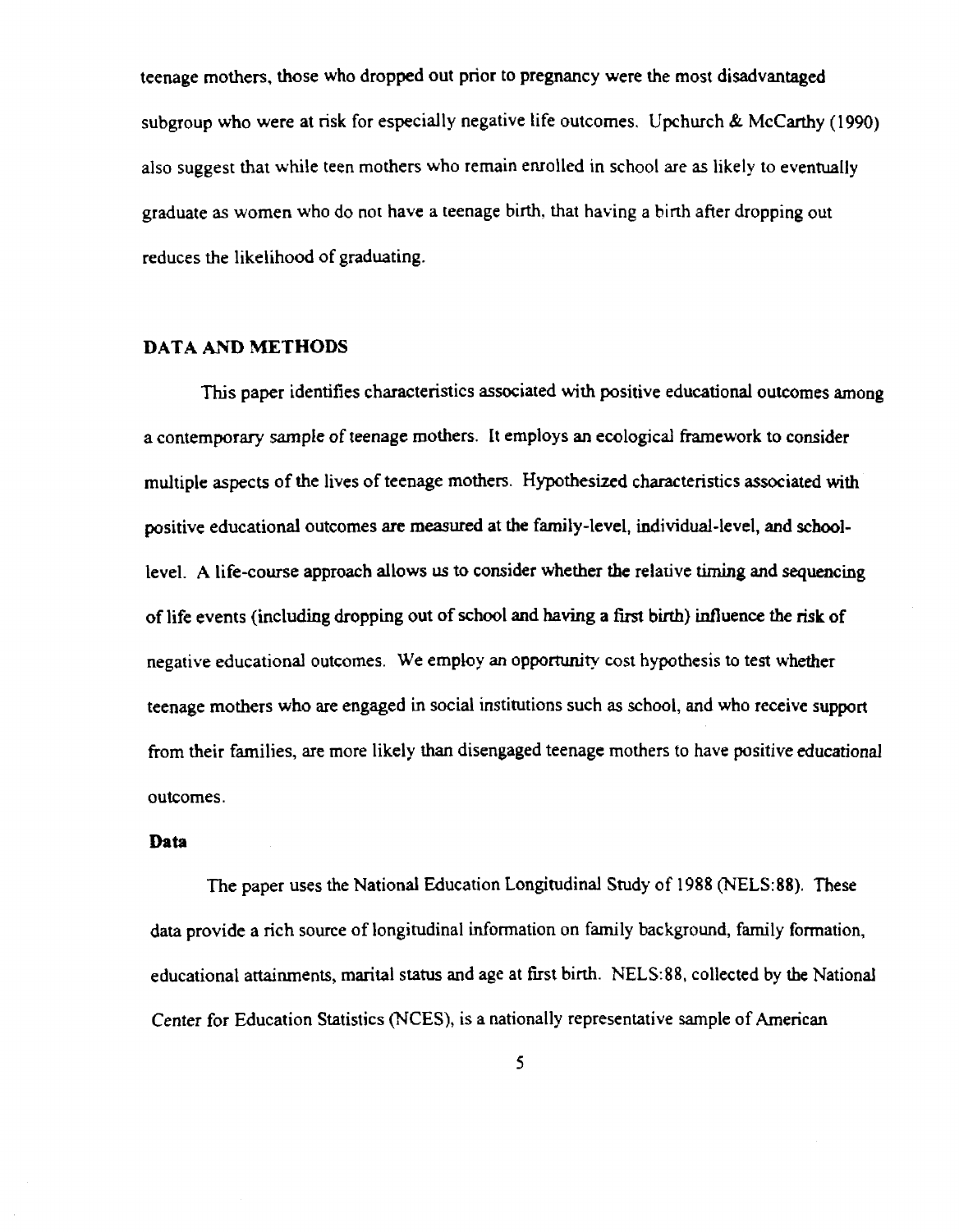teenage mothers, those who dropped out prior to pregnancy were the most disadvantaged subgroup who were at risk for especially negative life outcomes. Upchurch & McCarthy (1990) also suggest that while teen mothers who remain enrolled in school are as likely to eventually graduate as women who do not have a teenage birth, that having a birth after dropping out reduces the likelihood of graduating.

## DATA AND METHODS

This paper identifies characteristics associated with positive educational outcomes among a contemporary sample of teenage mothers. It employs an ecological framework to consider multiple aspects of the lives of teenage mothers. Hypothesized characteristics associated with positive educational outcomes are measured at the family-level, individual-level, and school-level. A life-course approach allows us to consider whether the relative timing and sequencing of life events (including dropping out of school and having a first birth) influence the risk of negative educational outcomes. We employ an opportunity cost hypothesis to test whether teenage mothers who are engaged in social institutions such as school, and who receive support from their families, are more likely than disengaged teenage mothers to have positive educational outcomes.

### Data

The paper uses the National Education Longitudinal Study of 1988 (NELS:88). These data provide a rich source of longitudinal information on family background, family formation, educational attainments, marital status and age at first birth. NELS:88, collected by the National Center for Education Statistics (NCES), is a nationally representative sample of American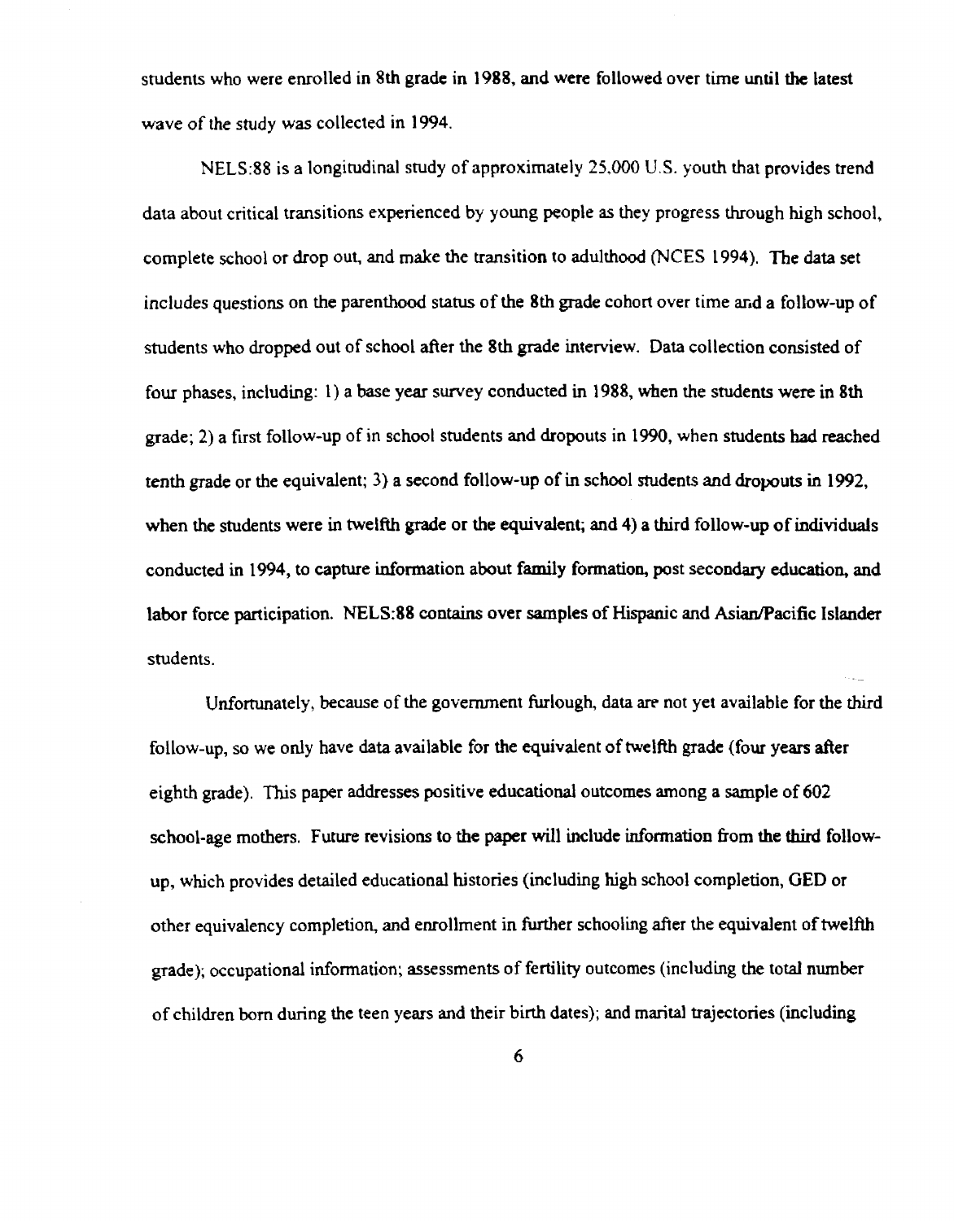students who were enrolled in 8th grade in 1988, and were followed over time until the latest wave of the study was collected in 1994.

NELS:88 is a longitudinal study of approximately 25,000 U.S. youth that provides trend data about critical transitions experienced by young people as they progress through high school, complete school or drop out, and make the transition to adulthood (NCES 1994). The data set includes questions on the parenthood status of the 8th grade cohort over time and a follow-up of students who dropped out of school after the 8th grade interview. Data collection consisted of four phases, including: 1) a base year survey conducted in 1988, when the students were in 8th grade; 2) a first follow-up of in school students and dropouts in 1990, when students had reached tenth grade or the equivalent; 3) a second follow-up of in school students and dropouts in 1992, when the students were in twelfth grade or the equivalent; and 4) a third follow-up of individuals conducted in 1994, to capture information about family formation, post secondary education, and labor force participation. NELS:88 contains over samples of Hispanic and Asian/Pacific Islander students.

Unfortunately, because of the government furlough, data are not yet available for the third follow-up, so we only have data available for the equivalent of twelfth grade (four years after eighth grade). This paper addresses positive educational outcomes among a sample of 602 school-age mothers. Future revisions to the paper will include information from the third follow-up, which provides detailed educational histories (including high school completion, GED or other equivalency completion, and enrollment in further schooling after the equivalent of twelfth grade); occupational information; assessments of fertility outcomes (including the total number of children born during the teen years and their birth dates); and marital trajectories (including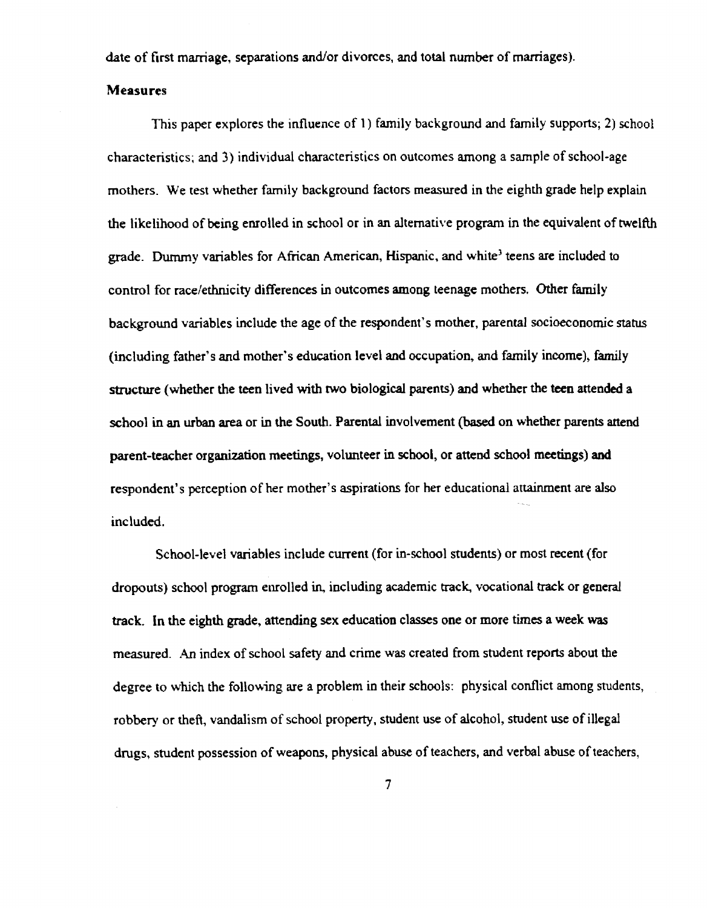date of first marriage, separations and/or divorces, and total number of marriages).

## Measures

This paper explores the influence of 1) family background and family supports; 2) school characteristics; and 3) individual characteristics on outcomes among a sample of school-age mothers. We test whether family background factors measured in the eighth grade help explain the likelihood of being enrolled in school or in an alternative program in the equivalent of twelfth grade. Dummy variables for African American, Hispanic, and white[3] teens are included to control for race/ethnicity differences in outcomes among teenage mothers. Other family background variables include the age of the respondent's mother, parental socioeconomic status (including father's and mother's education level and occupation, and family income), family structure (whether the teen lived with two biological parents) and whether the teen attended a school in an urban area or in the South. Parental involvement (based on whether parents attend parent-teacher organization meetings, volunteer in school, or attend school meetings) and respondent's perception of her mother's aspirations for her educational attainment are also included.

School-level variables include current (for in-school students) or most recent (for dropouts) school program enrolled in, including academic track, vocational track or general track. In the eighth grade, attending sex education classes one or more times a week was measured. An index of school safety and crime was created from student reports about the degree to which the following are a problem in their schools: physical conflict among students, robbery or theft, vandalism of school property, student use of alcohol, student use of illegal drugs, student possession of weapons, physical abuse of teachers, and verbal abuse of teachers,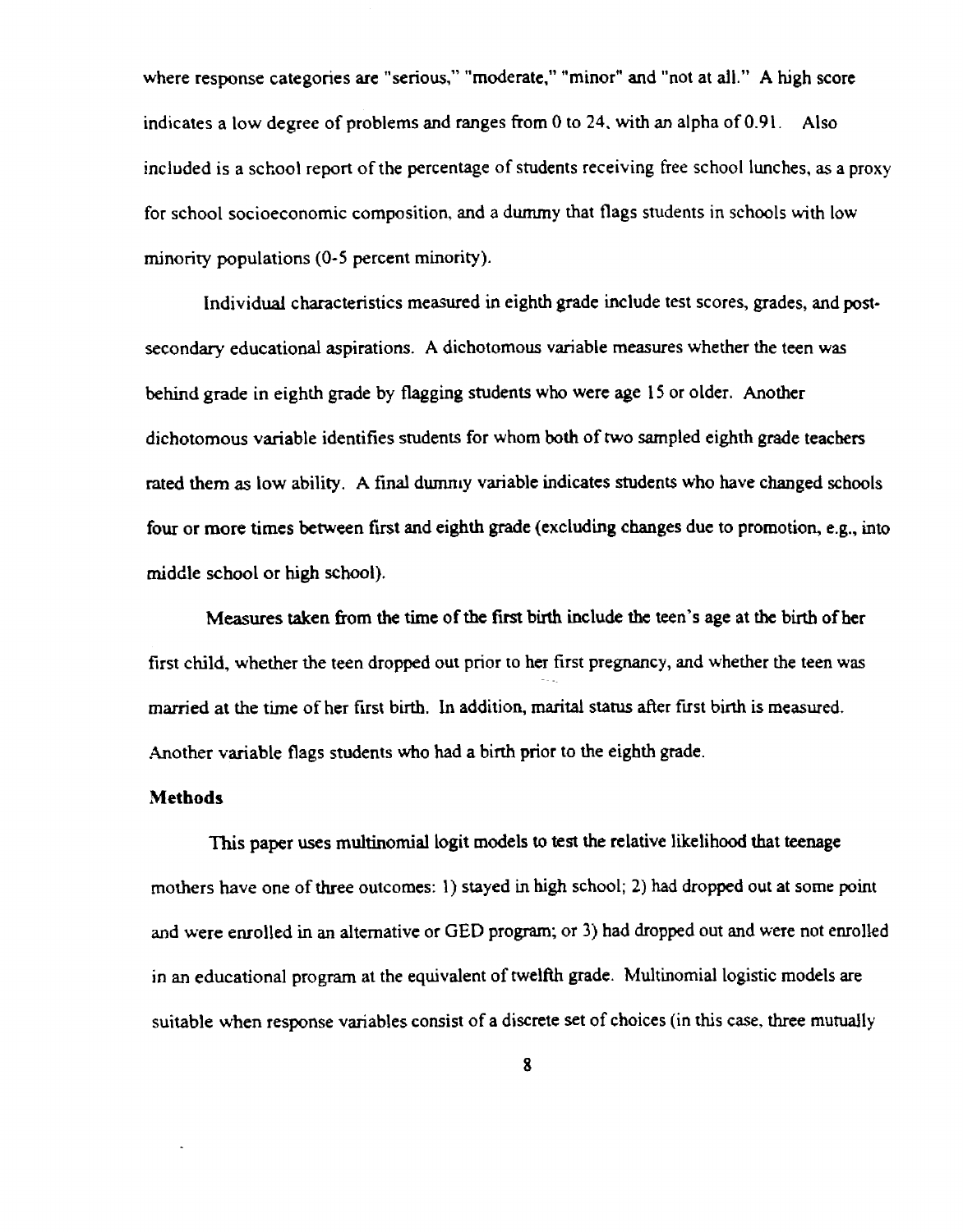where response categories are "serious," "moderate," "minor" and "not at all." A high score indicates a low degree of problems and ranges from 0 to 24, with an alpha of 0.91. Also included is a school report of the percentage of students receiving free school lunches, as a proxy for school socioeconomic composition, and a dummy that flags students in schools with low minority populations (0-5 percent minority).

Individual characteristics measured in eighth grade include test scores, grades, and post-secondary educational aspirations. A dichotomous variable measures whether the teen was behind grade in eighth grade by flagging students who were age 15 or older. Another dichotomous variable identifies students for whom both of two sampled eighth grade teachers rated them as low ability. A final dummy variable indicates students who have changed schools four or more times between first and eighth grade (excluding changes due to promotion, e.g., into middle school or high school).

Measures taken from the time of the first birth include the teen's age at the birth of her first child, whether the teen dropped out prior to her first pregnancy, and whether the teen was married at the time of her first birth. In addition, marital status after first birth is measured. Another variable flags students who had a birth prior to the eighth grade.

**Methods**

This paper uses multinomial logit models to test the relative likelihood that teenage mothers have one of three outcomes: 1) stayed in high school; 2) had dropped out at some point and were enrolled in an alternative or GED program; or 3) had dropped out and were not enrolled in an educational program at the equivalent of twelfth grade. Multinomial logistic models are suitable when response variables consist of a discrete set of choices (in this case, three mutually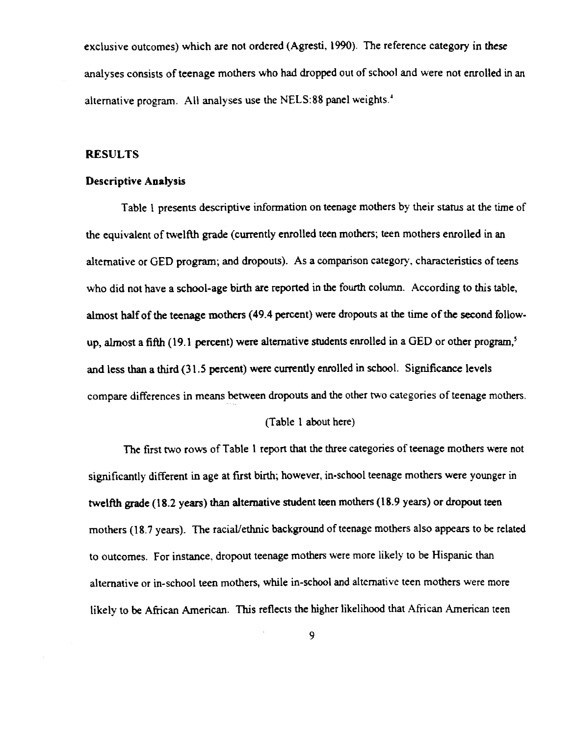exclusive outcomes) which are not ordered (Agresti, 1990). The reference category in these analyses consists of teenage mothers who had dropped out of school and were not enrolled in an alternative program. All analyses use the NELS:88 panel weights.[4]

## RESULTS

### Descriptive Analysis

Table 1 presents descriptive information on teenage mothers by their status at the time of the equivalent of twelfth grade (currently enrolled teen mothers; teen mothers enrolled in an alternative or GED program; and dropouts). As a comparison category, characteristics of teens who did not have a school-age birth are reported in the fourth column. According to this table, almost half of the teenage mothers (49.4 percent) were dropouts at the time of the second follow-up, almost a fifth (19.1 percent) were alternative students enrolled in a GED or other program,[5] and less than a third (31.5 percent) were currently enrolled in school. Significance levels compare differences in means between dropouts and the other two categories of teenage mothers.

(Table 1 about here)

The first two rows of Table 1 report that the three categories of teenage mothers were not significantly different in age at first birth; however, in-school teenage mothers were younger in twelfth grade (18.2 years) than alternative student teen mothers (18.9 years) or dropout teen mothers (18.7 years). The racial/ethnic background of teenage mothers also appears to be related to outcomes. For instance, dropout teenage mothers were more likely to be Hispanic than alternative or in-school teen mothers, while in-school and alternative teen mothers were more likely to be African American. This reflects the higher likelihood that African American teen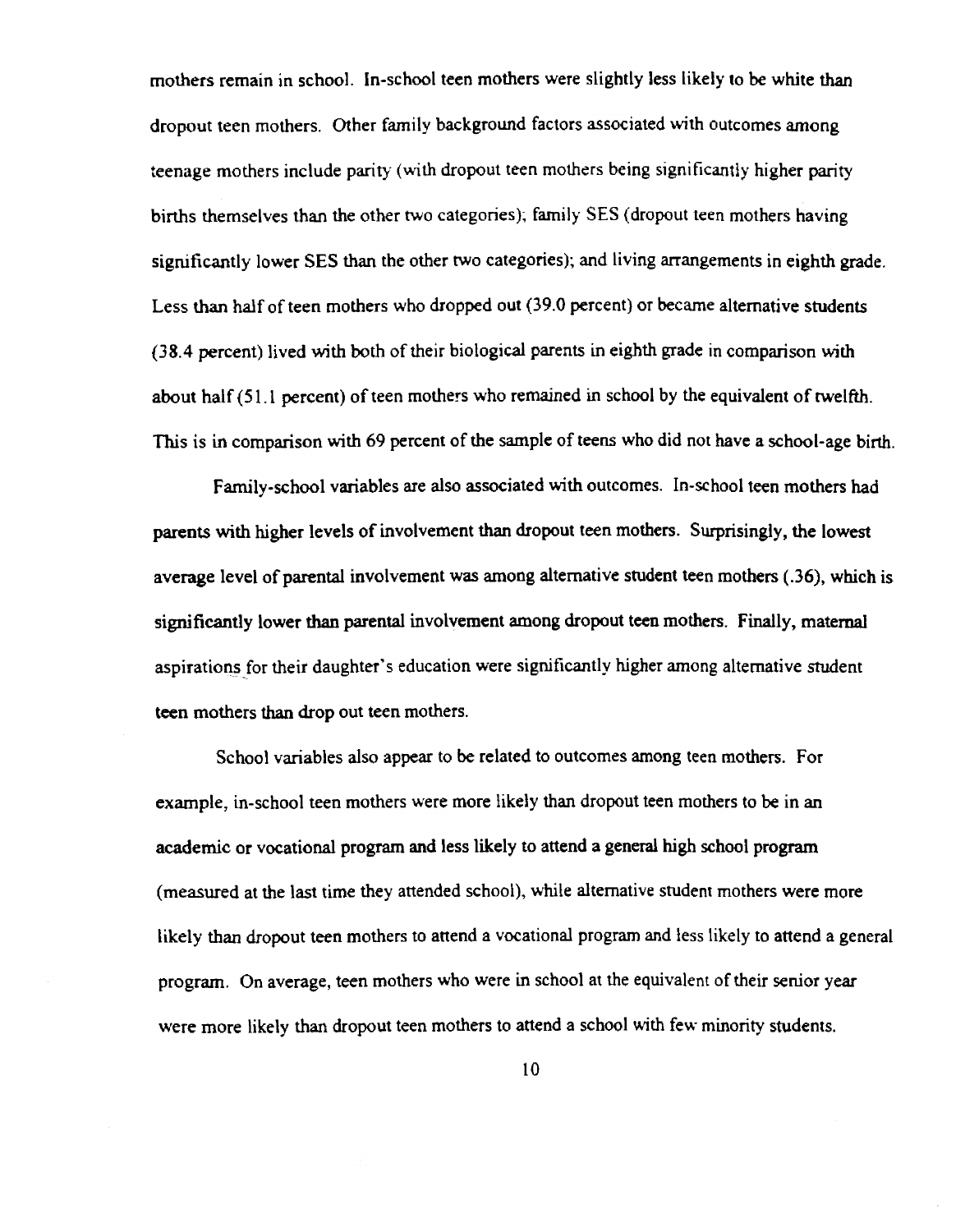mothers remain in school. In-school teen mothers were slightly less likely to be white than dropout teen mothers. Other family background factors associated with outcomes among teenage mothers include parity (with dropout teen mothers being significantly higher parity births themselves than the other two categories); family SES (dropout teen mothers having significantly lower SES than the other two categories); and living arrangements in eighth grade. Less than half of teen mothers who dropped out (39.0 percent) or became alternative students (38.4 percent) lived with both of their biological parents in eighth grade in comparison with about half (51.1 percent) of teen mothers who remained in school by the equivalent of twelfth. This is in comparison with 69 percent of the sample of teens who did not have a school-age birth.

Family-school variables are also associated with outcomes. In-school teen mothers had parents with higher levels of involvement than dropout teen mothers. Surprisingly, the lowest average level of parental involvement was among alternative student teen mothers (.36), which is significantly lower than parental involvement among dropout teen mothers. Finally, maternal aspirations for their daughter's education were significantly higher among alternative student teen mothers than drop out teen mothers.

School variables also appear to be related to outcomes among teen mothers. For example, in-school teen mothers were more likely than dropout teen mothers to be in an academic or vocational program and less likely to attend a general high school program (measured at the last time they attended school), while alternative student mothers were more likely than dropout teen mothers to attend a vocational program and less likely to attend a general program. On average, teen mothers who were in school at the equivalent of their senior year were more likely than dropout teen mothers to attend a school with few minority students.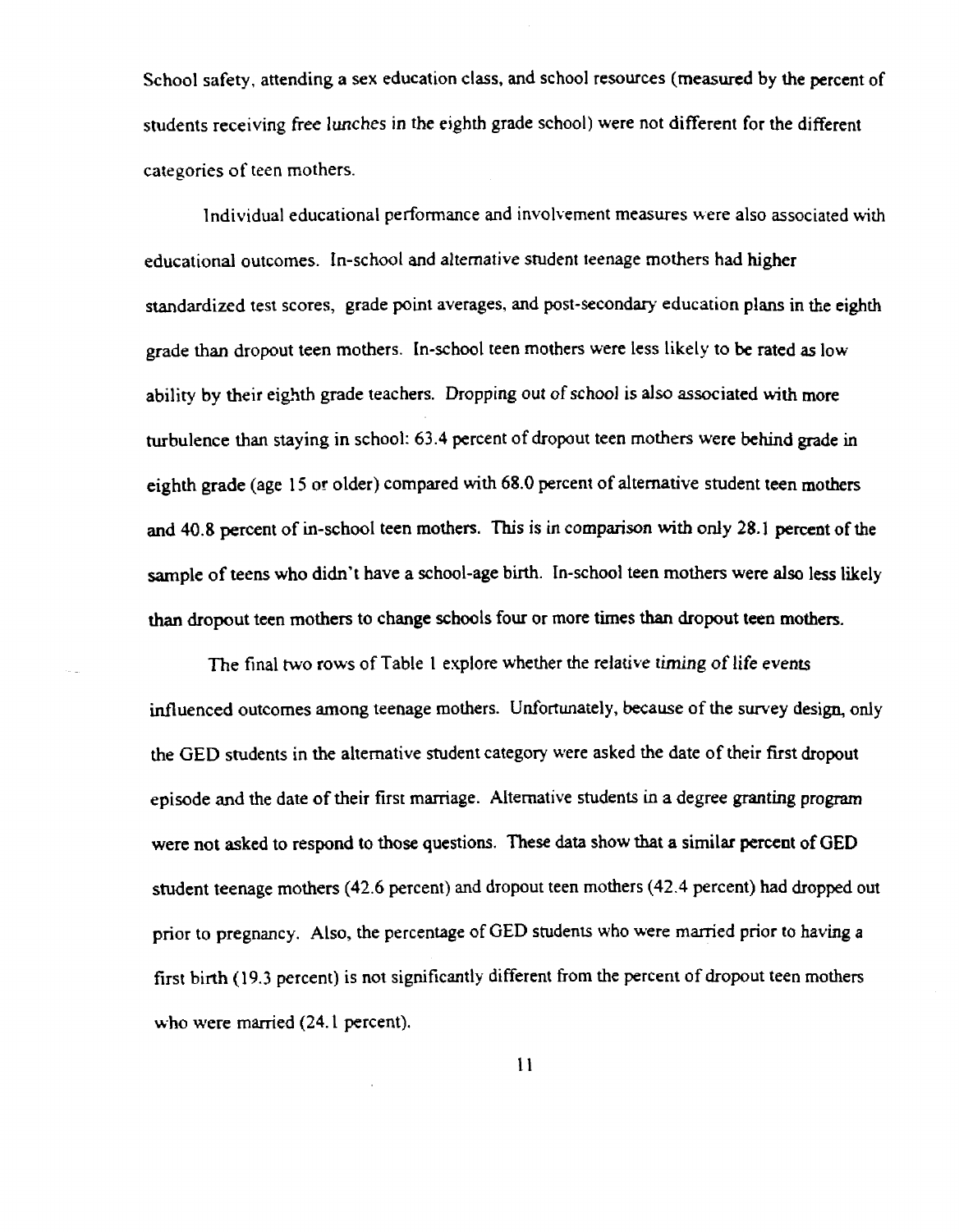School safety, attending a sex education class, and school resources (measured by the percent of students receiving free lunches in the eighth grade school) were not different for the different categories of teen mothers.

Individual educational performance and involvement measures were also associated with educational outcomes. In-school and alternative student teenage mothers had higher standardized test scores, grade point averages, and post-secondary education plans in the eighth grade than dropout teen mothers. In-school teen mothers were less likely to be rated as low ability by their eighth grade teachers. Dropping out of school is also associated with more turbulence than staying in school: 63.4 percent of dropout teen mothers were behind grade in eighth grade (age 15 or older) compared with 68.0 percent of alternative student teen mothers and 40.8 percent of in-school teen mothers. This is in comparison with only 28.1 percent of the sample of teens who didn't have a school-age birth. In-school teen mothers were also less likely than dropout teen mothers to change schools four or more times than dropout teen mothers.

The final two rows of Table 1 explore whether the relative *timing* of life events influenced outcomes among teenage mothers. Unfortunately, because of the survey design, only the GED students in the alternative student category were asked the date of their first dropout episode and the date of their first marriage. Alternative students in a degree granting program were not asked to respond to those questions. These data show that a similar percent of GED student teenage mothers (42.6 percent) and dropout teen mothers (42.4 percent) had dropped out prior to pregnancy. Also, the percentage of GED students who were married prior to having a first birth (19.3 percent) is not significantly different from the percent of dropout teen mothers who were married (24.1 percent).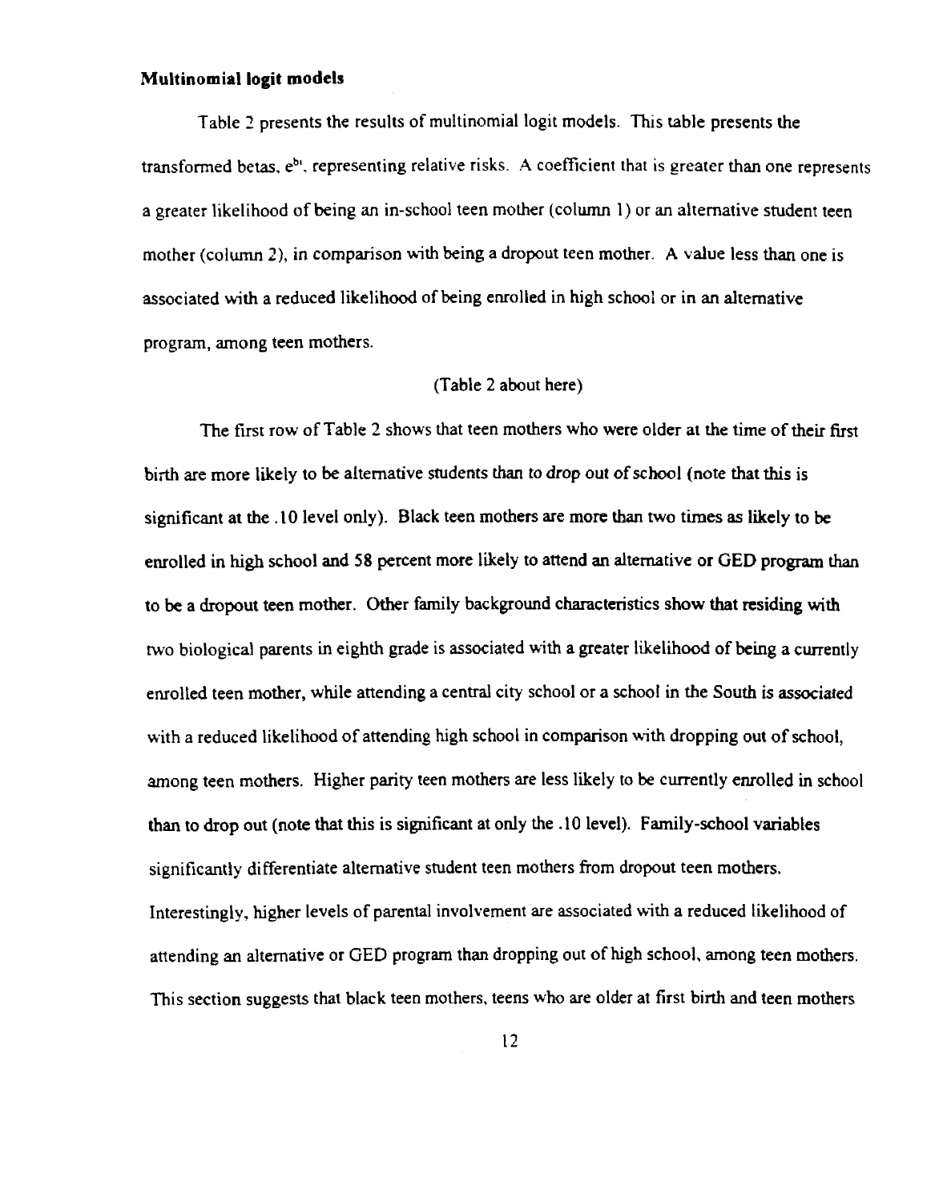**Multinomial logit models**

Table 2 presents the results of multinomial logit models. This table presents the transformed betas, $e^{b_i}$, representing relative risks. A coefficient that is greater than one represents a greater likelihood of being an in-school teen mother (column 1) or an alternative student teen mother (column 2), in comparison with being a dropout teen mother. A value less than one is associated with a reduced likelihood of being enrolled in high school or in an alternative program, among teen mothers.

(Table 2 about here)

The first row of Table 2 shows that teen mothers who were older at the time of their first birth are more likely to be alternative students than to drop out of school (note that this is significant at the .10 level only). Black teen mothers are more than two times as likely to be enrolled in high school and 58 percent more likely to attend an alternative or GED program than to be a dropout teen mother. Other family background characteristics show that residing with two biological parents in eighth grade is associated with a greater likelihood of being a currently enrolled teen mother, while attending a central city school or a school in the South is associated with a reduced likelihood of attending high school in comparison with dropping out of school, among teen mothers. Higher parity teen mothers are less likely to be currently enrolled in school than to drop out (note that this is significant at only the .10 level). Family-school variables significantly differentiate alternative student teen mothers from dropout teen mothers. Interestingly, higher levels of parental involvement are associated with a reduced likelihood of attending an alternative or GED program than dropping out of high school, among teen mothers. This section suggests that black teen mothers, teens who are older at first birth and teen mothers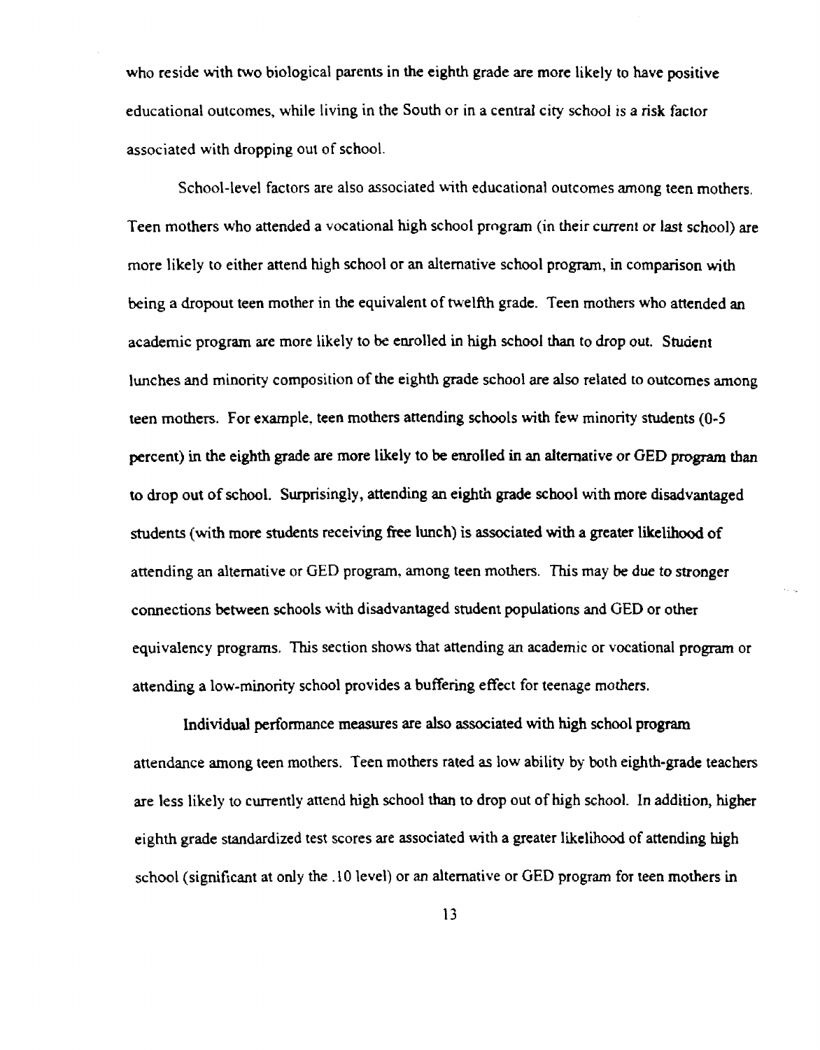who reside with two biological parents in the eighth grade are more likely to have positive educational outcomes, while living in the South or in a central city school is a risk factor associated with dropping out of school.

School-level factors are also associated with educational outcomes among teen mothers. Teen mothers who attended a vocational high school program (in their current or last school) are more likely to either attend high school or an alternative school program, in comparison with being a dropout teen mother in the equivalent of twelfth grade. Teen mothers who attended an academic program are more likely to be enrolled in high school than to drop out. Student lunches and minority composition of the eighth grade school are also related to outcomes among teen mothers. For example, teen mothers attending schools with few minority students (0-5 percent) in the eighth grade are more likely to be enrolled in an alternative or GED program than to drop out of school. Surprisingly, attending an eighth grade school with more disadvantaged students (with more students receiving free lunch) is associated with a greater likelihood of attending an alternative or GED program, among teen mothers. This may be due to stronger connections between schools with disadvantaged student populations and GED or other equivalency programs. This section shows that attending an academic or vocational program or attending a low-minority school provides a buffering effect for teenage mothers.

Individual performance measures are also associated with high school program attendance among teen mothers. Teen mothers rated as low ability by both eighth-grade teachers are less likely to currently attend high school than to drop out of high school. In addition, higher eighth grade standardized test scores are associated with a greater likelihood of attending high school (significant at only the .10 level) or an alternative or GED program for teen mothers in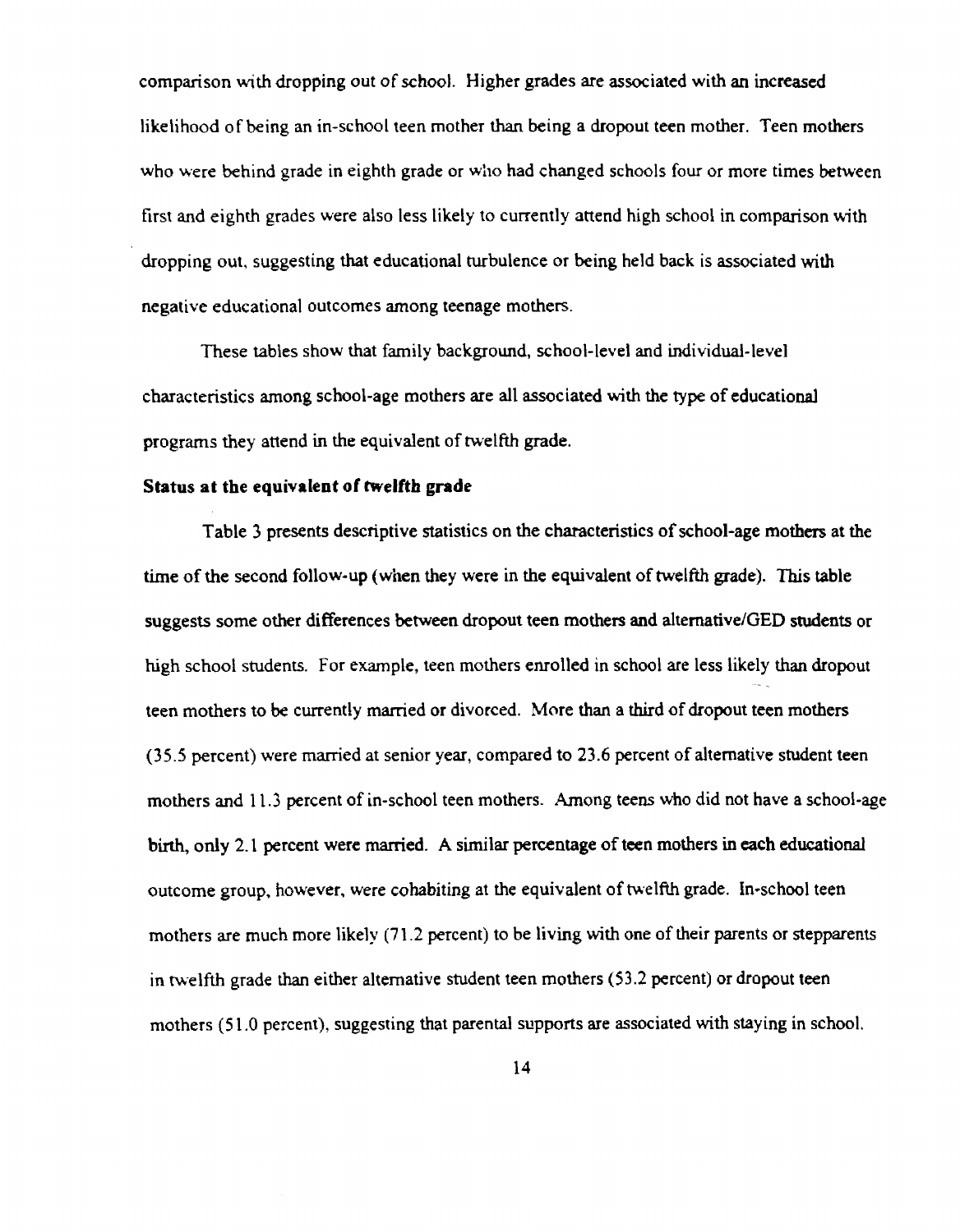comparison with dropping out of school. Higher grades are associated with an increased likelihood of being an in-school teen mother than being a dropout teen mother. Teen mothers who were behind grade in eighth grade or who had changed schools four or more times between first and eighth grades were also less likely to currently attend high school in comparison with dropping out, suggesting that educational turbulence or being held back is associated with negative educational outcomes among teenage mothers.

These tables show that family background, school-level and individual-level characteristics among school-age mothers are all associated with the type of educational programs they attend in the equivalent of twelfth grade.

**Status at the equivalent of twelfth grade**

Table 3 presents descriptive statistics on the characteristics of school-age mothers at the time of the second follow-up (when they were in the equivalent of twelfth grade). This table suggests some other differences between dropout teen mothers and alternative/GED students or high school students. For example, teen mothers enrolled in school are less likely than dropout teen mothers to be currently married or divorced. More than a third of dropout teen mothers (35.5 percent) were married at senior year, compared to 23.6 percent of alternative student teen mothers and 11.3 percent of in-school teen mothers. Among teens who did not have a school-age birth, only 2.1 percent were married. A similar percentage of teen mothers in each educational outcome group, however, were cohabiting at the equivalent of twelfth grade. In-school teen mothers are much more likely (71.2 percent) to be living with one of their parents or stepparents in twelfth grade than either alternative student teen mothers (53.2 percent) or dropout teen mothers (51.0 percent), suggesting that parental supports are associated with staying in school.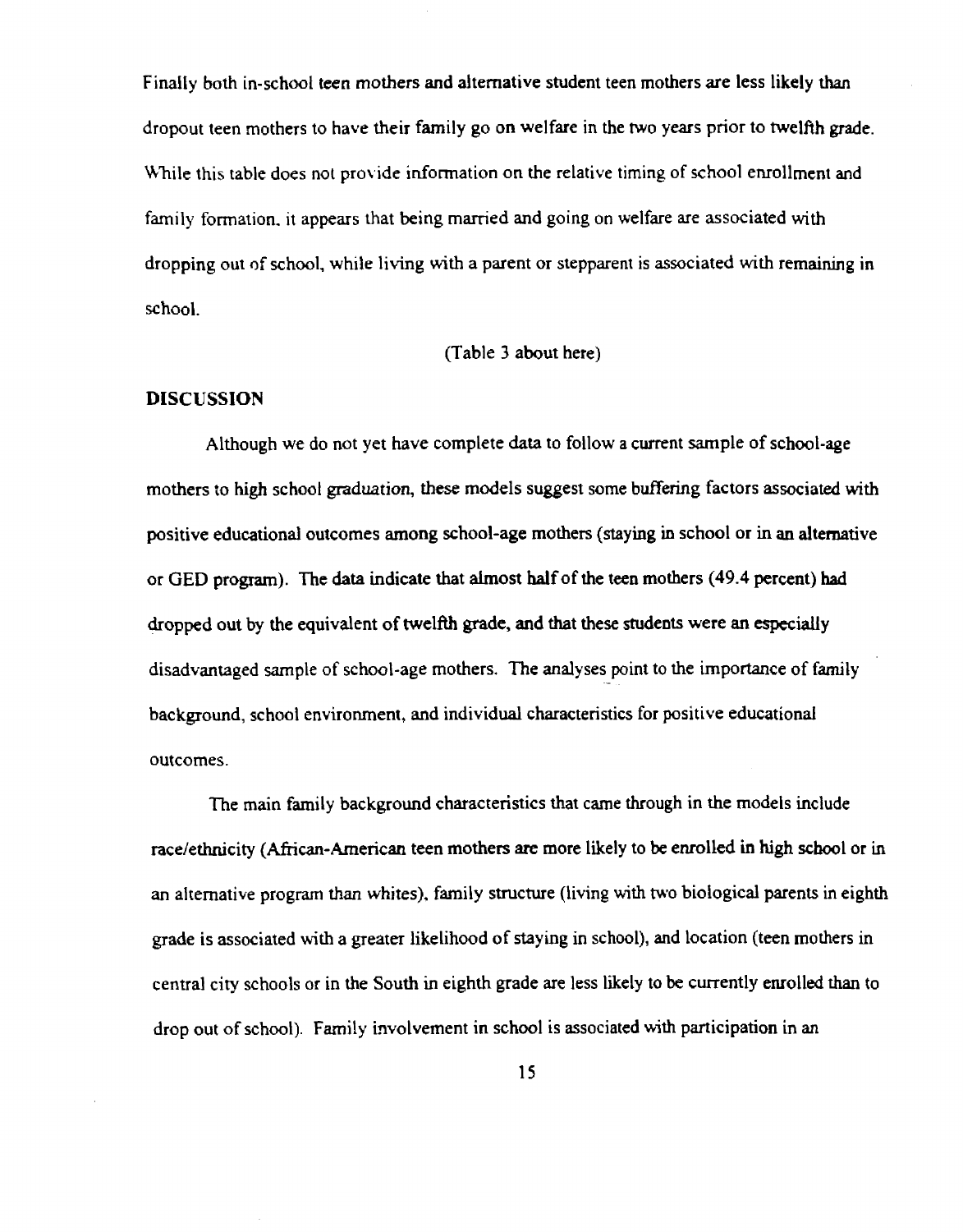Finally both in-school teen mothers and alternative student teen mothers are less likely than dropout teen mothers to have their family go on welfare in the two years prior to twelfth grade. While this table does not provide information on the relative timing of school enrollment and family formation, it appears that being married and going on welfare are associated with dropping out of school, while living with a parent or stepparent is associated with remaining in school.

(Table 3 about here)

## DISCUSSION

Although we do not yet have complete data to follow a current sample of school-age mothers to high school graduation, these models suggest some buffering factors associated with positive educational outcomes among school-age mothers (staying in school or in an alternative or GED program). The data indicate that almost half of the teen mothers (49.4 percent) had dropped out by the equivalent of twelfth grade, and that these students were an especially disadvantaged sample of school-age mothers. The analyses point to the importance of family background, school environment, and individual characteristics for positive educational outcomes.

The main family background characteristics that came through in the models include race/ethnicity (African-American teen mothers are more likely to be enrolled in high school or in an alternative program than whites), family structure (living with two biological parents in eighth grade is associated with a greater likelihood of staying in school), and location (teen mothers in central city schools or in the South in eighth grade are less likely to be currently enrolled than to drop out of school). Family involvement in school is associated with participation in an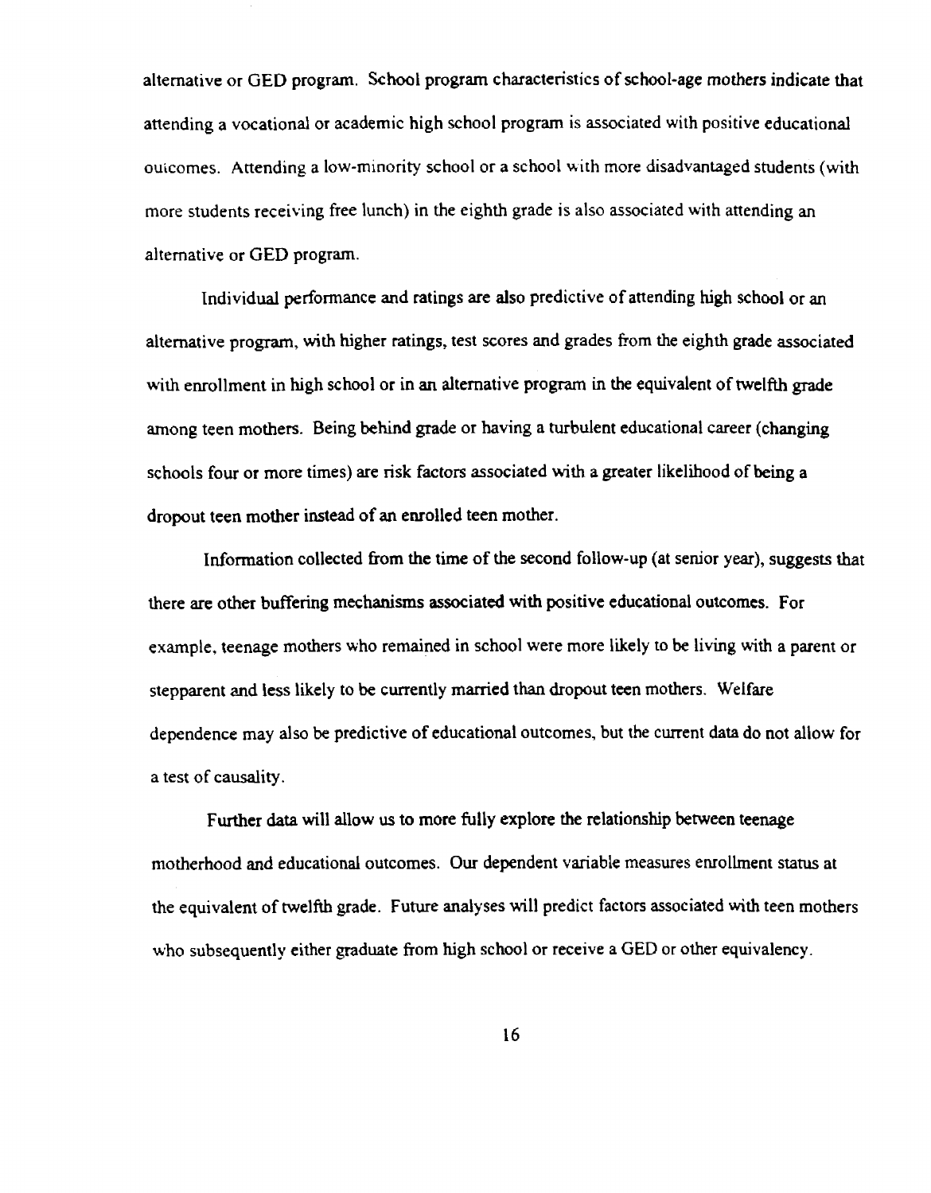alternative or GED program. School program characteristics of school-age mothers indicate that attending a vocational or academic high school program is associated with positive educational outcomes. Attending a low-minority school or a school with more disadvantaged students (with more students receiving free lunch) in the eighth grade is also associated with attending an alternative or GED program.

Individual performance and ratings are also predictive of attending high school or an alternative program, with higher ratings, test scores and grades from the eighth grade associated with enrollment in high school or in an alternative program in the equivalent of twelfth grade among teen mothers. Being behind grade or having a turbulent educational career (changing schools four or more times) are risk factors associated with a greater likelihood of being a dropout teen mother instead of an enrolled teen mother.

Information collected from the time of the second follow-up (at senior year), suggests that there are other buffering mechanisms associated with positive educational outcomes. For example, teenage mothers who remained in school were more likely to be living with a parent or stepparent and less likely to be currently married than dropout teen mothers. Welfare dependence may also be predictive of educational outcomes, but the current data do not allow for a test of causality.

Further data will allow us to more fully explore the relationship between teenage motherhood and educational outcomes. Our dependent variable measures enrollment status at the equivalent of twelfth grade. Future analyses will predict factors associated with teen mothers who subsequently either graduate from high school or receive a GED or other equivalency.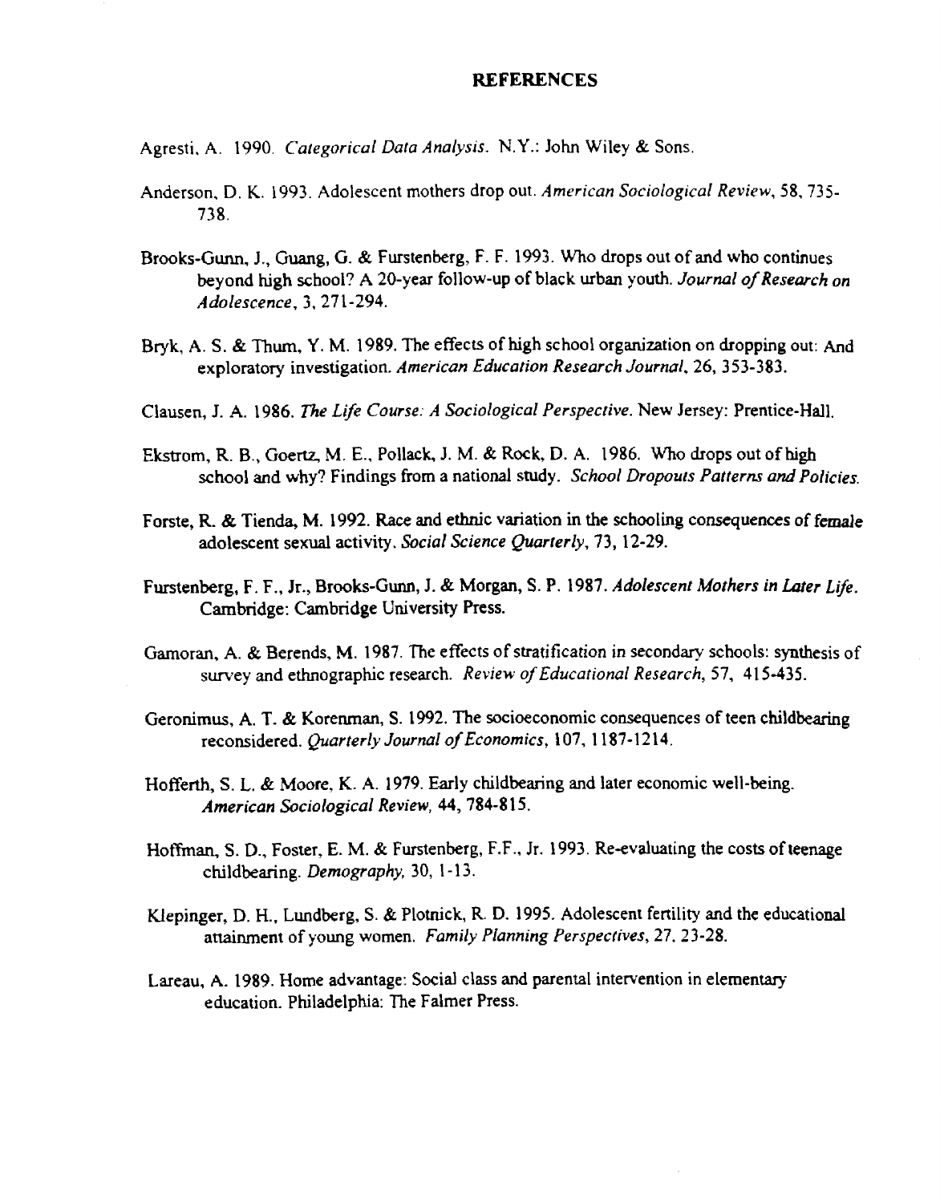## REFERENCES

Agresti, A. 1990. *Categorical Data Analysis*. N.Y.: John Wiley & Sons.

Anderson, D. K. 1993. Adolescent mothers drop out. *American Sociological Review*, 58, 735-738.

Brooks-Gunn, J., Guang, G. & Furstenberg, F. F. 1993. Who drops out of and who continues beyond high school? A 20-year follow-up of black urban youth. *Journal of Research on Adolescence*, 3, 271-294.

Bryk, A. S. & Thum, Y. M. 1989. The effects of high school organization on dropping out: And exploratory investigation. *American Education Research Journal*, 26, 353-383.

Clausen, J. A. 1986. *The Life Course: A Sociological Perspective*. New Jersey: Prentice-Hall.

Ekstrom, R. B., Goertz, M. E., Pollack, J. M. & Rock, D. A. 1986. Who drops out of high school and why? Findings from a national study. *School Dropouts Patterns and Policies*.

Forste, R. & Tienda, M. 1992. Race and ethnic variation in the schooling consequences of female adolescent sexual activity. *Social Science Quarterly*, 73, 12-29.

Furstenberg, F. F., Jr., Brooks-Gunn, J. & Morgan, S. P. 1987. *Adolescent Mothers in Later Life*. Cambridge: Cambridge University Press.

Gamoran, A. & Berends, M. 1987. The effects of stratification in secondary schools: synthesis of survey and ethnographic research. *Review of Educational Research*, 57, 415-435.

Geronimus, A. T. & Korenman, S. 1992. The socioeconomic consequences of teen childbearing reconsidered. *Quarterly Journal of Economics*, 107, 1187-1214.

Hofferth, S. L. & Moore, K. A. 1979. Early childbearing and later economic well-being. *American Sociological Review*, 44, 784-815.

Hoffman, S. D., Foster, E. M. & Furstenberg, F.F., Jr. 1993. Re-evaluating the costs of teenage childbearing. *Demography*, 30, 1-13.

Klepinger, D. H., Lundberg, S. & Plotnick, R. D. 1995. Adolescent fertility and the educational attainment of young women. *Family Planning Perspectives*, 27, 23-28.

Lareau, A. 1989. Home advantage: Social class and parental intervention in elementary education. Philadelphia: The Falmer Press.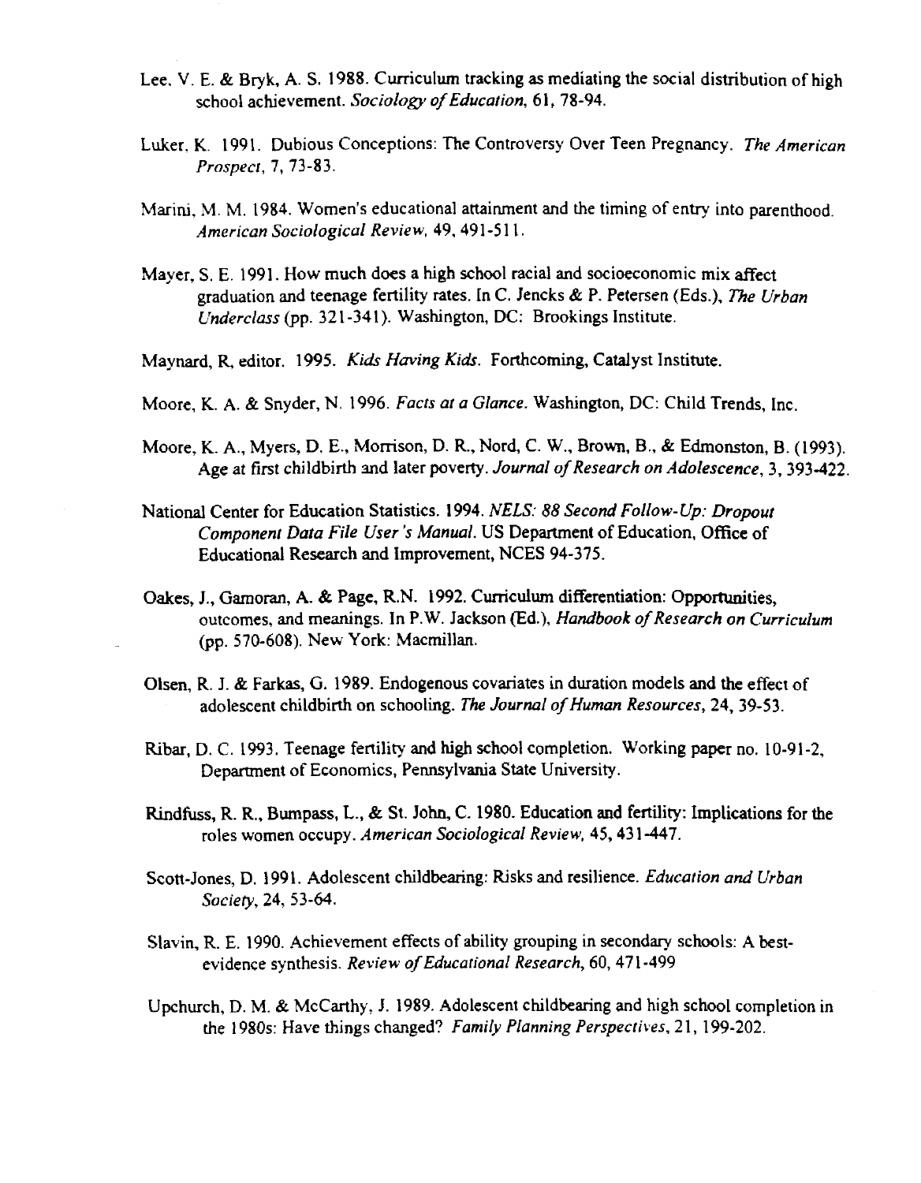Lee, V. E. & Bryk, A. S. 1988. Curriculum tracking as mediating the social distribution of high school achievement. *Sociology of Education*, 61, 78-94.

Luker, K. 1991. Dubious Conceptions: The Controversy Over Teen Pregnancy. *The American Prospect*, 7, 73-83.

Marini, M. M. 1984. Women's educational attainment and the timing of entry into parenthood. *American Sociological Review*, 49, 491-511.

Mayer, S. E. 1991. How much does a high school racial and socioeconomic mix affect graduation and teenage fertility rates. In C. Jencks & P. Petersen (Eds.), *The Urban Underclass* (pp. 321-341). Washington, DC: Brookings Institute.

Maynard, R, editor. 1995. *Kids Having Kids*. Forthcoming, Catalyst Institute.

Moore, K. A. & Snyder, N. 1996. *Facts at a Glance*. Washington, DC: Child Trends, Inc.

Moore, K. A., Myers, D. E., Morrison, D. R., Nord, C. W., Brown, B., & Edmonston, B. (1993). Age at first childbirth and later poverty. *Journal of Research on Adolescence*, 3, 393-422.

National Center for Education Statistics. 1994. *NELS: 88 Second Follow-Up: Dropout Component Data File User's Manual*. US Department of Education, Office of Educational Research and Improvement, NCES 94-375.

Oakes, J., Gamoran, A. & Page, R.N. 1992. Curriculum differentiation: Opportunities, outcomes, and meanings. In P.W. Jackson (Ed.), *Handbook of Research on Curriculum* (pp. 570-608). New York: Macmillan.

Olsen, R. J. & Farkas, G. 1989. Endogenous covariates in duration models and the effect of adolescent childbirth on schooling. *The Journal of Human Resources*, 24, 39-53.

Ribar, D. C. 1993. Teenage fertility and high school completion. Working paper no. 10-91-2, Department of Economics, Pennsylvania State University.

Rindfuss, R. R., Bumpass, L., & St. John, C. 1980. Education and fertility: Implications for the roles women occupy. *American Sociological Review*, 45, 431-447.

Scott-Jones, D. 1991. Adolescent childbearing: Risks and resilience. *Education and Urban Society*, 24, 53-64.

Slavin, R. E. 1990. Achievement effects of ability grouping in secondary schools: A best-evidence synthesis. *Review of Educational Research*, 60, 471-499

Upchurch, D. M. & McCarthy, J. 1989. Adolescent childbearing and high school completion in the 1980s: Have things changed? *Family Planning Perspectives*, 21, 199-202.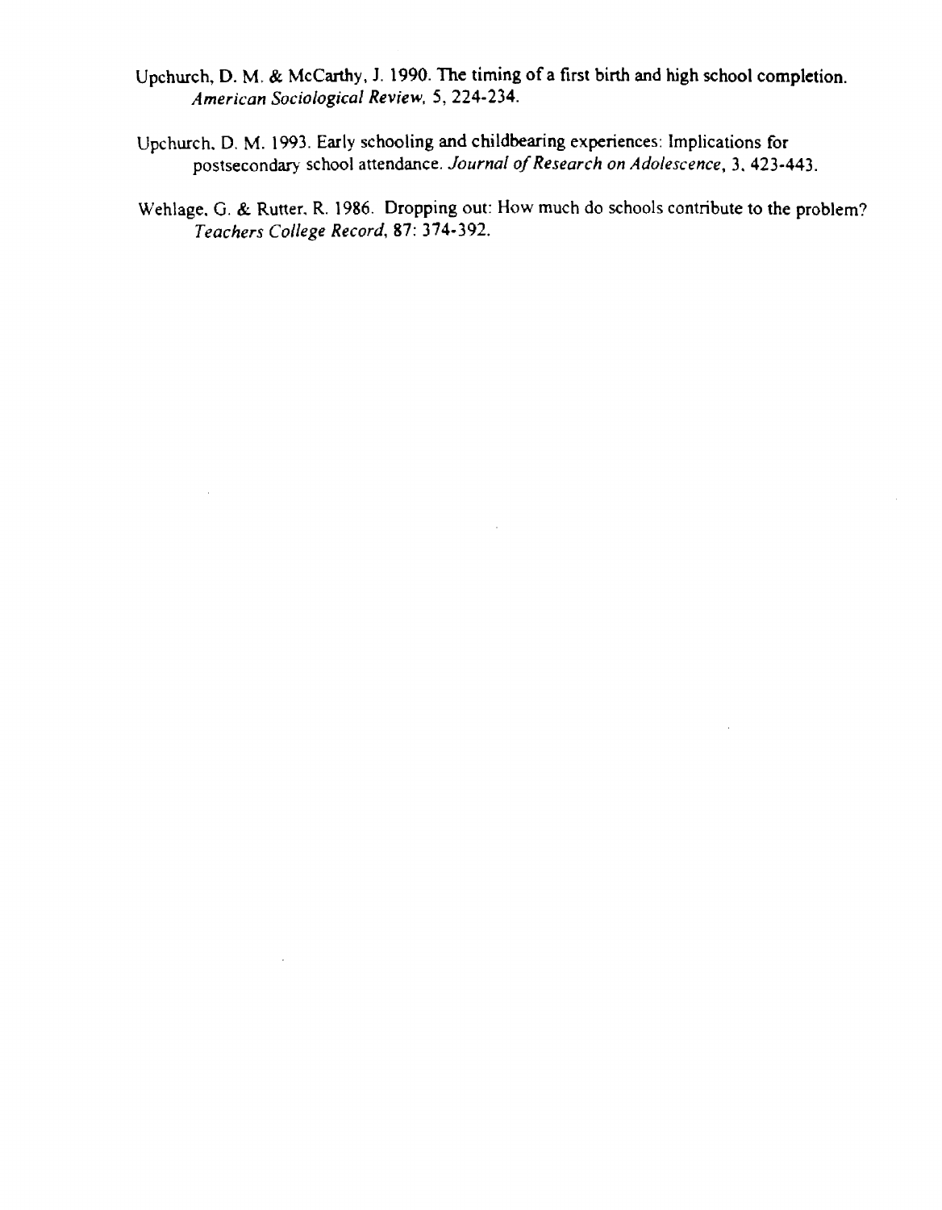Upchurch, D. M. & McCarthy, J. 1990. The timing of a first birth and high school completion. *American Sociological Review*, 5, 224-234.

Upchurch, D. M. 1993. Early schooling and childbearing experiences: Implications for postsecondary school attendance. *Journal of Research on Adolescence*, 3, 423-443.

Wehlage, G. & Rutter, R. 1986. Dropping out: How much do schools contribute to the problem? *Teachers College Record*, 87: 374-392.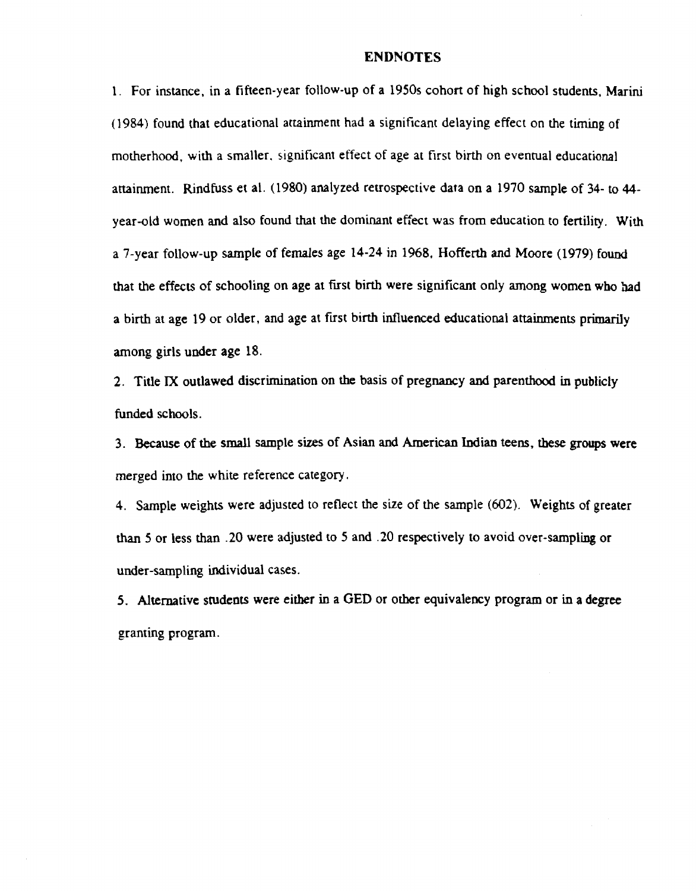# ENDNOTES

1. For instance, in a fifteen-year follow-up of a 1950s cohort of high school students, Marini (1984) found that educational attainment had a significant delaying effect on the timing of motherhood, with a smaller, significant effect of age at first birth on eventual educational attainment. Rindfuss et al. (1980) analyzed retrospective data on a 1970 sample of 34- to 44-year-old women and also found that the dominant effect was from education to fertility. With a 7-year follow-up sample of females age 14-24 in 1968, Hofferth and Moore (1979) found that the effects of schooling on age at first birth were significant only among women who had a birth at age 19 or older, and age at first birth influenced educational attainments primarily among girls under age 18.

2. Title IX outlawed discrimination on the basis of pregnancy and parenthood in publicly funded schools.

3. Because of the small sample sizes of Asian and American Indian teens, these groups were merged into the white reference category.

4. Sample weights were adjusted to reflect the size of the sample (602). Weights of greater than 5 or less than .20 were adjusted to 5 and .20 respectively to avoid over-sampling or under-sampling individual cases.

5. Alternative students were either in a GED or other equivalency program or in a degree granting program.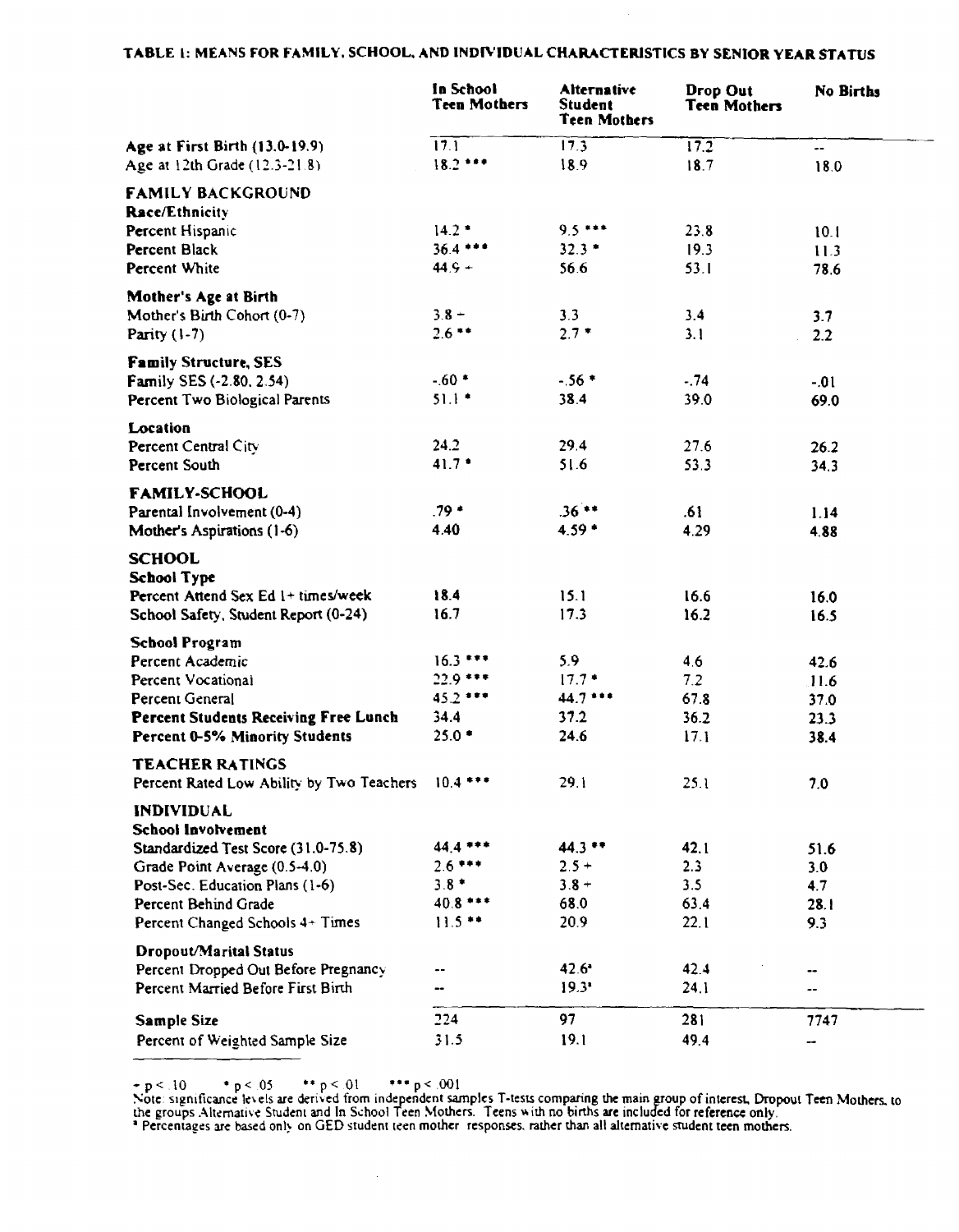**TABLE 1: MEANS FOR FAMILY, SCHOOL, AND INDIVIDUAL CHARACTERISTICS BY SENIOR YEAR STATUS**

| | In School Teen Mothers | Alternative Student Teen Mothers | Drop Out Teen Mothers | No Births |
|---|---|---|---|---|
| **Age at First Birth (13.0-19.9)** | 17.1 | 17.3 | 17.2 | -- |
| Age at 12th Grade (12.3-21.8) | 18.2 *** | 18.9 | 18.7 | 18.0 |
| **FAMILY BACKGROUND** | | | | |
| **Race/Ethnicity** | | | | |
| Percent Hispanic | 14.2 * | 9.5 *** | 23.8 | 10.1 |
| Percent Black | 36.4 *** | 32.3 * | 19.3 | 11.3 |
| Percent White | 44.9 + | 56.6 | 53.1 | 78.6 |
| **Mother's Age at Birth** | | | | |
| Mother's Birth Cohort (0-7) | 3.8 + | 3.3 | 3.4 | 3.7 |
| Parity (1-7) | 2.6 ** | 2.7 * | 3.1 | 2.2 |
| **Family Structure, SES** | | | | |
| Family SES (-2.80, 2.54) | -.60 * | -.56 * | -.74 | -.01 |
| Percent Two Biological Parents | 51.1 * | 38.4 | 39.0 | 69.0 |
| **Location** | | | | |
| Percent Central City | 24.2 | 29.4 | 27.6 | 26.2 |
| Percent South | 41.7 * | 51.6 | 53.3 | 34.3 |
| **FAMILY-SCHOOL** | | | | |
| Parental Involvement (0-4) | .79 * | .36 ** | .61 | 1.14 |
| Mother's Aspirations (1-6) | 4.40 | 4.59 * | 4.29 | 4.88 |
| **SCHOOL** | | | | |
| **School Type** | | | | |
| Percent Attend Sex Ed 1+ times/week | 18.4 | 15.1 | 16.6 | 16.0 |
| School Safety, Student Report (0-24) | 16.7 | 17.3 | 16.2 | 16.5 |
| **School Program** | | | | |
| Percent Academic | 16.3 *** | 5.9 | 4.6 | 42.6 |
| Percent Vocational | 22.9 *** | 17.7 * | 7.2 | 11.6 |
| Percent General | 45.2 *** | 44.7 *** | 67.8 | 37.0 |
| **Percent Students Receiving Free Lunch** | 34.4 | 37.2 | 36.2 | 23.3 |
| **Percent 0-5% Minority Students** | 25.0 * | 24.6 | 17.1 | 38.4 |
| **TEACHER RATINGS** | | | | |
| Percent Rated Low Ability by Two Teachers | 10.4 *** | 29.1 | 25.1 | 7.0 |
| **INDIVIDUAL** | | | | |
| **School Involvement** | | | | |
| Standardized Test Score (31.0-75.8) | 44.4 *** | 44.3 ** | 42.1 | 51.6 |
| Grade Point Average (0.5-4.0) | 2.6 *** | 2.5 + | 2.3 | 3.0 |
| Post-Sec. Education Plans (1-6) | 3.8 * | 3.8 + | 3.5 | 4.7 |
| Percent Behind Grade | 40.8 *** | 68.0 | 63.4 | 28.1 |
| Percent Changed Schools 4+ Times | 11.5 ** | 20.9 | 22.1 | 9.3 |
| **Dropout/Marital Status** | | | | |
| Percent Dropped Out Before Pregnancy | -- | 42.6[a] | 42.4 | -- |
| Percent Married Before First Birth | -- | 19.3[a] | 24.1 | -- |
| **Sample Size** | 224 | 97 | 281 | 7747 |
| Percent of Weighted Sample Size | 31.5 | 19.1 | 49.4 | -- |

+ p < .10 &nbsp;&nbsp; * p < .05 &nbsp;&nbsp; ** p < .01 &nbsp;&nbsp; *** p < .001

Note: significance levels are derived from independent samples T-tests comparing the main group of interest, Dropout Teen Mothers, to the groups Alternative Student and In School Teen Mothers. Teens with no births are included for reference only.

[a] Percentages are based only on GED student teen mother responses, rather than all alternative student teen mothers.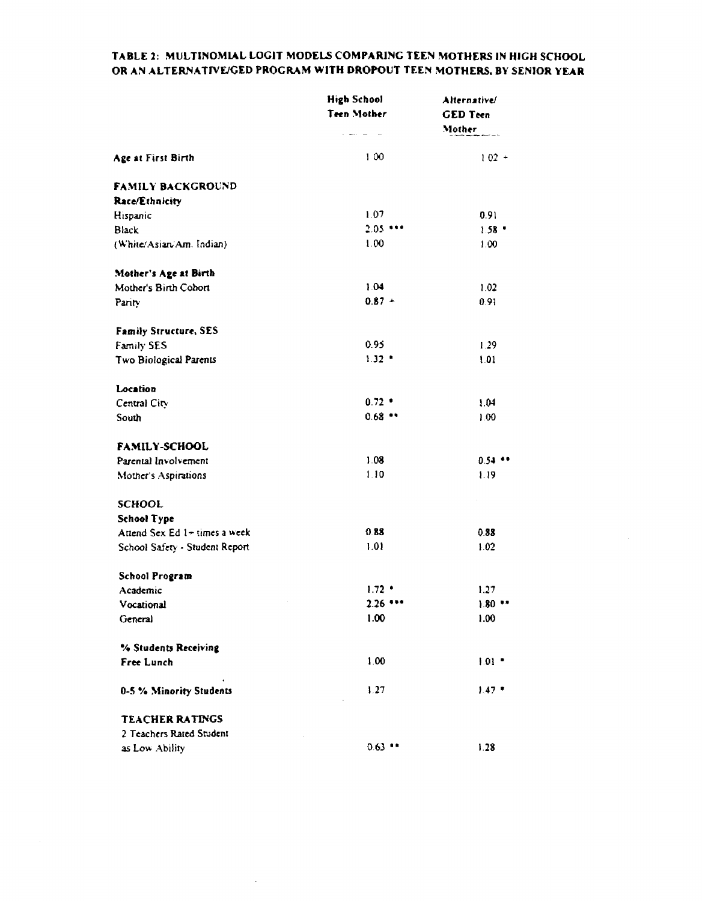**TABLE 2: MULTINOMIAL LOGIT MODELS COMPARING TEEN MOTHERS IN HIGH SCHOOL OR AN ALTERNATIVE/GED PROGRAM WITH DROPOUT TEEN MOTHERS, BY SENIOR YEAR**

| | High School Teen Mother | Alternative/ GED Teen Mother |
|---|---|---|
| **Age at First Birth** | 1.00 | 1.02 + |
| **FAMILY BACKGROUND** | | |
| **Race/Ethnicity** | | |
| Hispanic | 1.07 | 0.91 |
| Black | 2.05 *** | 1.58 * |
| (White/Asian/Am. Indian) | 1.00 | 1.00 |
| **Mother's Age at Birth** | | |
| Mother's Birth Cohort | 1.04 | 1.02 |
| Parity | 0.87 + | 0.91 |
| **Family Structure, SES** | | |
| Family SES | 0.95 | 1.29 |
| Two Biological Parents | 1.32 * | 1.01 |
| **Location** | | |
| Central City | 0.72 * | 1.04 |
| South | 0.68 ** | 1.00 |
| **FAMILY-SCHOOL** | | |
| Parental Involvement | 1.08 | 0.54 ** |
| Mother's Aspirations | 1.10 | 1.19 |
| **SCHOOL** | | |
| **School Type** | | |
| Attend Sex Ed 1+ times a week | 0.88 | 0.88 |
| School Safety - Student Report | 1.01 | 1.02 |
| **School Program** | | |
| Academic | 1.72 * | 1.27 |
| Vocational | 2.26 *** | 1.80 ** |
| General | 1.00 | 1.00 |
| **% Students Receiving Free Lunch** | 1.00 | 1.01 * |
| **0-5 % Minority Students** | 1.27 | 1.47 * |
| **TEACHER RATINGS** | | |
| 2 Teachers Rated Student as Low Ability | 0.63 ** | 1.28 |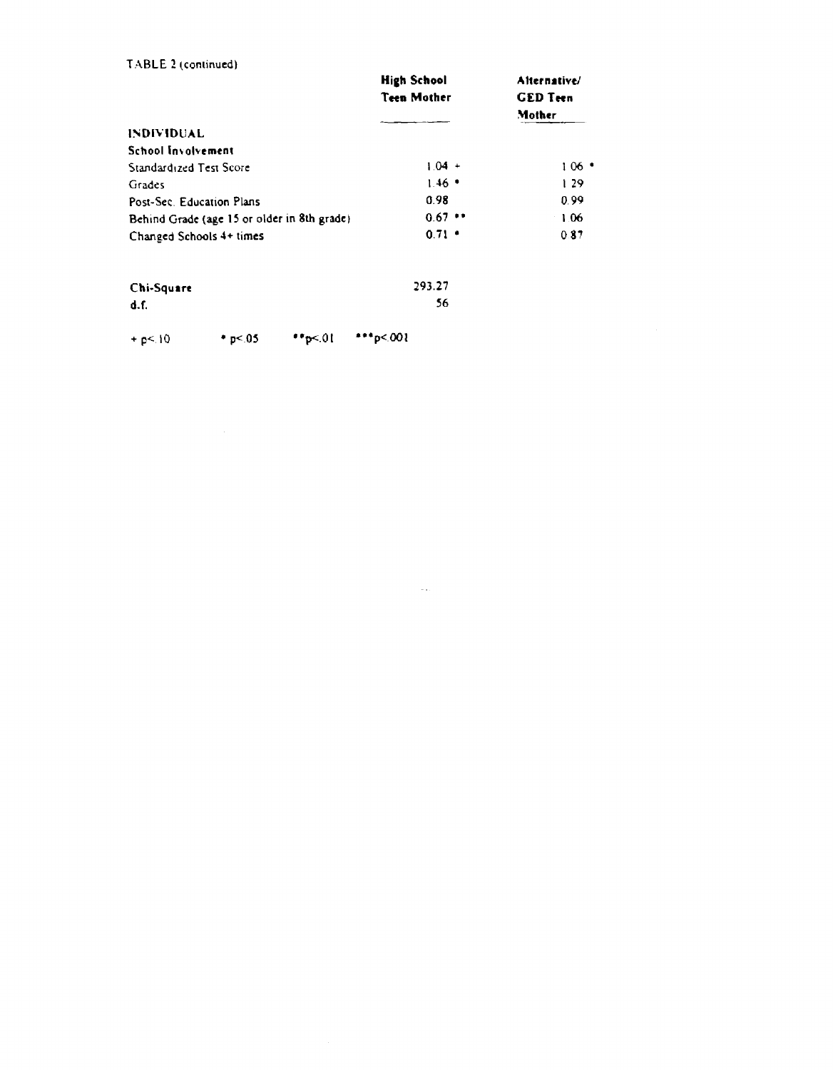TABLE 2 (continued)

| | High School Teen Mother | Alternative/ GED Teen Mother |
|---|---|---|
| **INDIVIDUAL** | | |
| **School Involvement** | | |
| Standardized Test Score | 1.04 + | 1.06 * |
| Grades | 1.46 * | 1.29 |
| Post-Sec. Education Plans | 0.98 | 0.99 |
| Behind Grade (age 15 or older in 8th grade) | 0.67 ** | 1.06 |
| Changed Schools 4+ times | 0.71 * | 0.87 |
| | | |
| **Chi-Square** | 293.27 | |
| **d.f.** | 56 | |

+ $p<.10$ &nbsp;&nbsp;&nbsp; * $p<.05$ &nbsp;&nbsp;&nbsp; ** $p<.01$ &nbsp;&nbsp;&nbsp; *** $p<.001$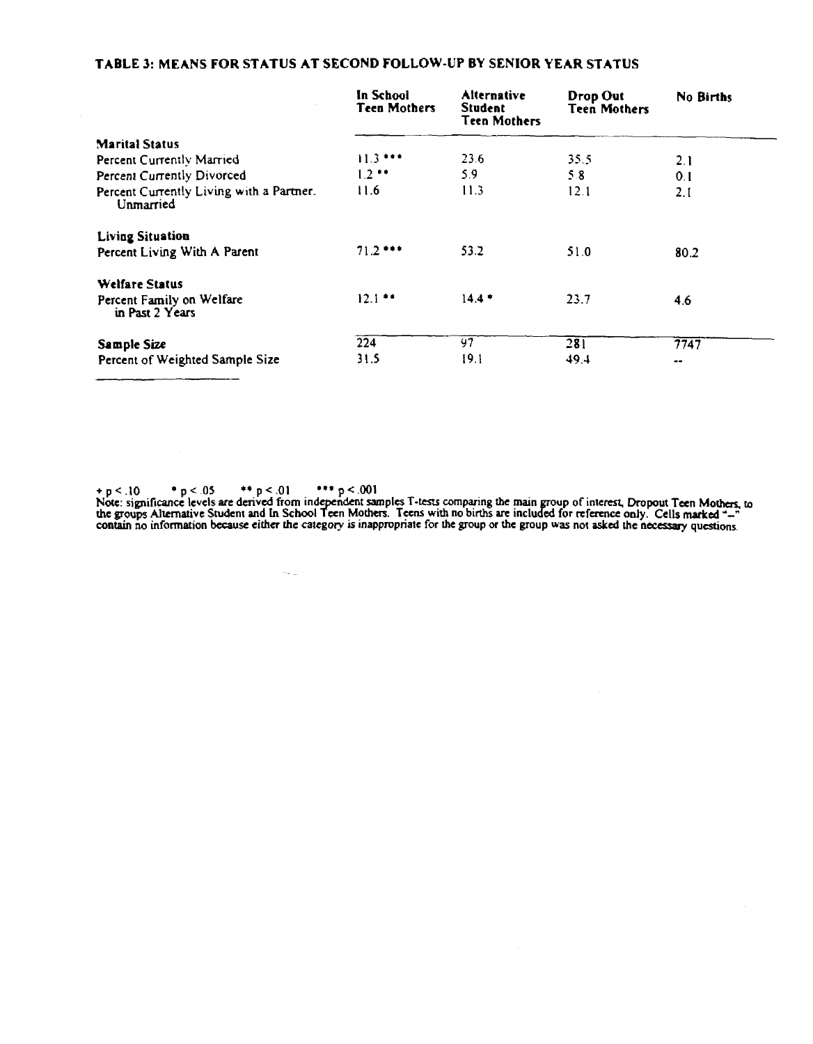### TABLE 3: MEANS FOR STATUS AT SECOND FOLLOW-UP BY SENIOR YEAR STATUS

| | In School Teen Mothers | Alternative Student Teen Mothers | Drop Out Teen Mothers | No Births |
|---|---|---|---|---|
| **Marital Status** | | | | |
| Percent Currently Married | 11.3 *** | 23.6 | 35.5 | 2.1 |
| Percent Currently Divorced | 1.2 ** | 5.9 | 5.8 | 0.1 |
| Percent Currently Living with a Partner, Unmarried | 11.6 | 11.3 | 12.1 | 2.1 |
| **Living Situation** | | | | |
| Percent Living With A Parent | 71.2 *** | 53.2 | 51.0 | 80.2 |
| **Welfare Status** | | | | |
| Percent Family on Welfare in Past 2 Years | 12.1 ** | 14.4 * | 23.7 | 4.6 |
| **Sample Size** | 224 | 97 | 281 | 7747 |
| Percent of Weighted Sample Size | 31.5 | 19.1 | 49.4 | -- |

+ $p < .10$ &nbsp;&nbsp; * $p < .05$ &nbsp;&nbsp; ** $p < .01$ &nbsp;&nbsp; *** $p < .001$

Note: significance levels are derived from independent samples T-tests comparing the main group of interest, Dropout Teen Mothers, to the groups Alternative Student and In School Teen Mothers. Teens with no births are included for reference only. Cells marked "--" contain no information because either the category is inappropriate for the group or the group was not asked the necessary questions.